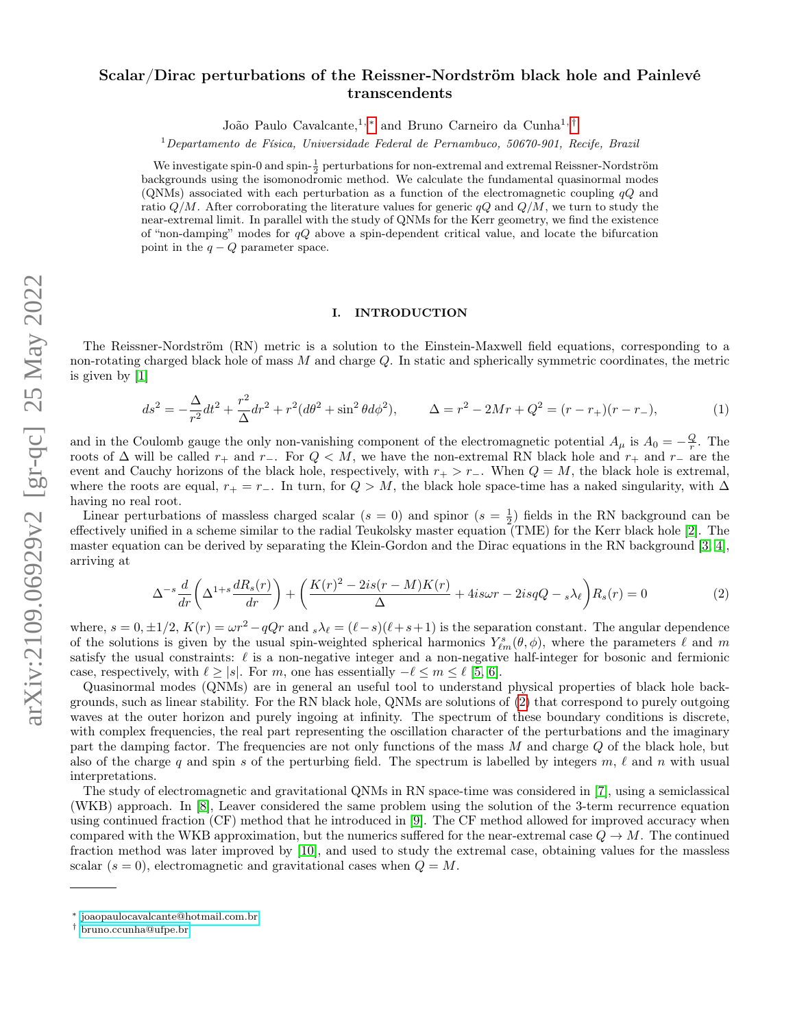# Scalar/Dirac perturbations of the Reissner-Nordström black hole and Painlevé transcendents

João Paulo Cavalcante,[1,*] and Bruno Carneiro da Cunha[1,†]

[1] *Departamento de Física, Universidade Federal de Pernambuco, 50670-901, Recife, Brazil*

We investigate spin-0 and spin-$\frac{1}{2}$ perturbations for non-extremal and extremal Reissner-Nordström backgrounds using the isomonodromic method. We calculate the fundamental quasinormal modes (QNMs) associated with each perturbation as a function of the electromagnetic coupling $qQ$ and ratio $Q/M$. After corroborating the literature values for generic $qQ$ and $Q/M$, we turn to study the near-extremal limit. In parallel with the study of QNMs for the Kerr geometry, we find the existence of "non-damping" modes for $qQ$ above a spin-dependent critical value, and locate the bifurcation point in the $q-Q$ parameter space.

## I. INTRODUCTION

The Reissner-Nordström (RN) metric is a solution to the Einstein-Maxwell field equations, corresponding to a non-rotating charged black hole of mass $M$ and charge $Q$. In static and spherically symmetric coordinates, the metric is given by [1]

$$ds^2 = -\frac{\Delta}{r^2}dt^2 + \frac{r^2}{\Delta}dr^2 + r^2(d\theta^2 + \sin^2\theta d\phi^2), \qquad \Delta = r^2 - 2Mr + Q^2 = (r - r_+)(r - r_-), \tag{1}$$

and in the Coulomb gauge the only non-vanishing component of the electromagnetic potential $A_\mu$ is $A_0 = -\frac{Q}{r}$. The roots of $\Delta$ will be called $r_+$ and $r_-$. For $Q < M$, we have the non-extremal RN black hole and $r_+$ and $r_-$ are the event and Cauchy horizons of the black hole, respectively, with $r_+ > r_-$. When $Q = M$, the black hole is extremal, where the roots are equal, $r_+ = r_-$. In turn, for $Q > M$, the black hole space-time has a naked singularity, with $\Delta$ having no real root.

Linear perturbations of massless charged scalar ($s = 0$) and spinor ($s = \frac{1}{2}$) fields in the RN background can be effectively unified in a scheme similar to the radial Teukolsky master equation (TME) for the Kerr black hole [2]. The master equation can be derived by separating the Klein-Gordon and the Dirac equations in the RN background [3, 4], arriving at

$$\Delta^{-s}\frac{d}{dr}\left(\Delta^{1+s}\frac{dR_s(r)}{dr}\right) + \left(\frac{K(r)^2 - 2is(r-M)K(r)}{\Delta} + 4is\omega r - 2isqQ - {}_s\lambda_\ell\right)R_s(r) = 0 \tag{2}$$

where, $s = 0, \pm 1/2$, $K(r) = \omega r^2 - qQr$ and ${}_s\lambda_\ell = (\ell - s)(\ell + s + 1)$ is the separation constant. The angular dependence of the solutions is given by the usual spin-weighted spherical harmonics $Y^s_{\ell m}(\theta, \phi)$, where the parameters $\ell$ and $m$ satisfy the usual constraints: $\ell$ is a non-negative integer and a non-negative half-integer for bosonic and fermionic case, respectively, with $\ell \geq |s|$. For $m$, one has essentially $-\ell \leq m \leq \ell$ [5, 6].

Quasinormal modes (QNMs) are in general an useful tool to understand physical properties of black hole backgrounds, such as linear stability. For the RN black hole, QNMs are solutions of (2) that correspond to purely outgoing waves at the outer horizon and purely ingoing at infinity. The spectrum of these boundary conditions is discrete, with complex frequencies, the real part representing the oscillation character of the perturbations and the imaginary part the damping factor. The frequencies are not only functions of the mass $M$ and charge $Q$ of the black hole, but also of the charge $q$ and spin $s$ of the perturbing field. The spectrum is labelled by integers $m$, $\ell$ and $n$ with usual interpretations.

The study of electromagnetic and gravitational QNMs in RN space-time was considered in [7], using a semiclassical (WKB) approach. In [8], Leaver considered the same problem using the solution of the 3-term recurrence equation using continued fraction (CF) method that he introduced in [9]. The CF method allowed for improved accuracy when compared with the WKB approximation, but the numerics suffered for the near-extremal case $Q \to M$. The continued fraction method was later improved by [10], and used to study the extremal case, obtaining values for the massless scalar ($s = 0$), electromagnetic and gravitational cases when $Q = M$.

---

[*] joaopaulocavalcante@hotmail.com.br
[†] bruno.ccunha@ufpe.br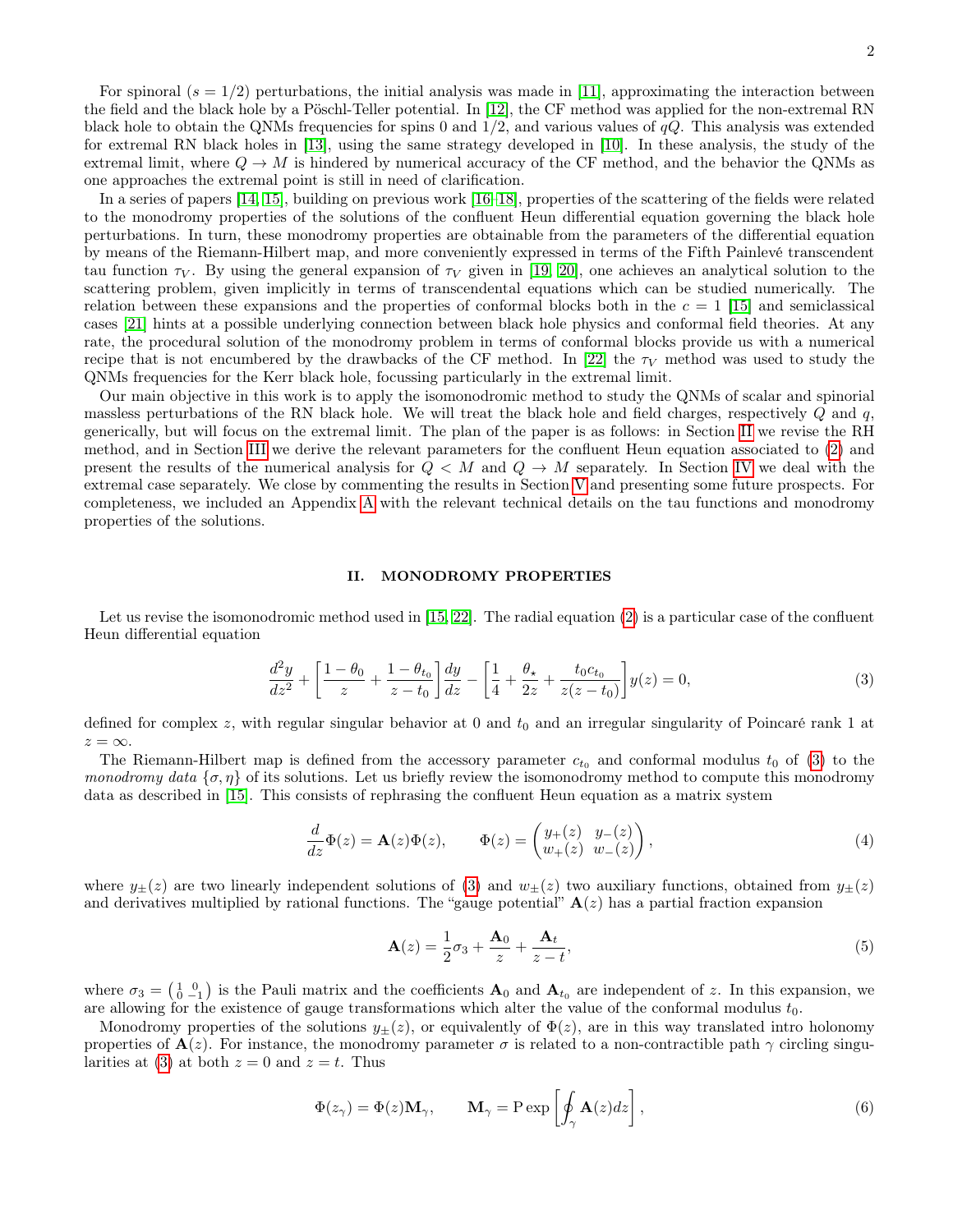For spinoral ($s = 1/2$) perturbations, the initial analysis was made in [11], approximating the interaction between the field and the black hole by a Pöschl-Teller potential. In [12], the CF method was applied for the non-extremal RN black hole to obtain the QNMs frequencies for spins 0 and 1/2, and various values of $qQ$. This analysis was extended for extremal RN black holes in [13], using the same strategy developed in [10]. In these analysis, the study of the extremal limit, where $Q \to M$ is hindered by numerical accuracy of the CF method, and the behavior the QNMs as one approaches the extremal point is still in need of clarification.

In a series of papers [14, 15], building on previous work [16–18], properties of the scattering of the fields were related to the monodromy properties of the solutions of the confluent Heun differential equation governing the black hole perturbations. In turn, these monodromy properties are obtainable from the parameters of the differential equation by means of the Riemann-Hilbert map, and more conveniently expressed in terms of the Fifth Painlevé transcendent tau function $\tau_V$. By using the general expansion of $\tau_V$ given in [19, 20], one achieves an analytical solution to the scattering problem, given implicitly in terms of transcendental equations which can be studied numerically. The relation between these expansions and the properties of conformal blocks both in the $c = 1$ [15] and semiclassical cases [21] hints at a possible underlying connection between black hole physics and conformal field theories. At any rate, the procedural solution of the monodromy problem in terms of conformal blocks provide us with a numerical recipe that is not encumbered by the drawbacks of the CF method. In [22] the $\tau_V$ method was used to study the QNMs frequencies for the Kerr black hole, focussing particularly in the extremal limit.

Our main objective in this work is to apply the isomonodromic method to study the QNMs of scalar and spinorial massless perturbations of the RN black hole. We will treat the black hole and field charges, respectively $Q$ and $q$, generically, but will focus on the extremal limit. The plan of the paper is as follows: in Section II we revise the RH method, and in Section III we derive the relevant parameters for the confluent Heun equation associated to (2) and present the results of the numerical analysis for $Q < M$ and $Q \to M$ separately. In Section IV we deal with the extremal case separately. We close by commenting the results in Section V and presenting some future prospects. For completeness, we included an Appendix A with the relevant technical details on the tau functions and monodromy properties of the solutions.

## II. MONODROMY PROPERTIES

Let us revise the isomonodromic method used in [15, 22]. The radial equation (2) is a particular case of the confluent Heun differential equation

$$\frac{d^2y}{dz^2} + \left[\frac{1-\theta_0}{z} + \frac{1-\theta_{t_0}}{z-t_0}\right]\frac{dy}{dz} - \left[\frac{1}{4} + \frac{\theta_\star}{2z} + \frac{t_0 c_{t_0}}{z(z-t_0)}\right]y(z) = 0, \tag{3}$$

defined for complex $z$, with regular singular behavior at 0 and $t_0$ and an irregular singularity of Poincaré rank 1 at $z = \infty$.

The Riemann-Hilbert map is defined from the accessory parameter $c_{t_0}$ and conformal modulus $t_0$ of (3) to the *monodromy data* $\{\sigma, \eta\}$ of its solutions. Let us briefly review the isomonodromy method to compute this monodromy data as described in [15]. This consists of rephrasing the confluent Heun equation as a matrix system

$$\frac{d}{dz}\Phi(z) = \mathbf{A}(z)\Phi(z), \qquad \Phi(z) = \begin{pmatrix} y_+(z) & y_-(z) \\ w_+(z) & w_-(z) \end{pmatrix}, \tag{4}$$

where $y_\pm(z)$ are two linearly independent solutions of (3) and $w_\pm(z)$ two auxiliary functions, obtained from $y_\pm(z)$ and derivatives multiplied by rational functions. The "gauge potential" $\mathbf{A}(z)$ has a partial fraction expansion

$$\mathbf{A}(z) = \frac{1}{2}\sigma_3 + \frac{\mathbf{A}_0}{z} + \frac{\mathbf{A}_t}{z-t}, \tag{5}$$

where $\sigma_3 = \begin{pmatrix} 1 & 0 \\ 0 & -1 \end{pmatrix}$ is the Pauli matrix and the coefficients $\mathbf{A}_0$ and $\mathbf{A}_{t_0}$ are independent of $z$. In this expansion, we are allowing for the existence of gauge transformations which alter the value of the conformal modulus $t_0$.

Monodromy properties of the solutions $y_\pm(z)$, or equivalently of $\Phi(z)$, are in this way translated intro holonomy properties of $\mathbf{A}(z)$. For instance, the monodromy parameter $\sigma$ is related to a non-contractible path $\gamma$ circling singularities at (3) at both $z = 0$ and $z = t$. Thus

$$\Phi(z_\gamma) = \Phi(z)\mathbf{M}_\gamma, \qquad \mathbf{M}_\gamma = \mathrm{P}\exp\left[\oint_\gamma \mathbf{A}(z)dz\right], \tag{6}$$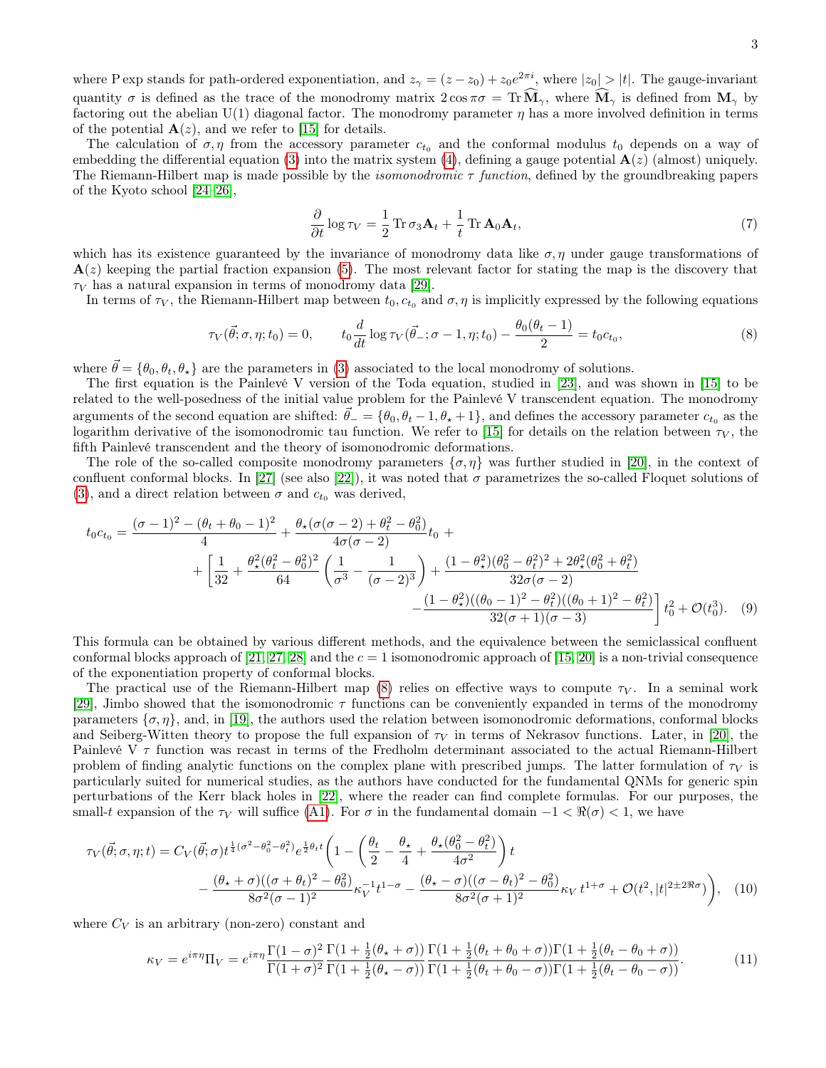where P exp stands for path-ordered exponentiation, and $z_\gamma = (z - z_0) + z_0 e^{2\pi i}$, where $|z_0| > |t|$. The gauge-invariant quantity $\sigma$ is defined as the trace of the monodromy matrix $2\cos\pi\sigma = \operatorname{Tr}\widehat{\mathbf{M}}_\gamma$, where $\widehat{\mathbf{M}}_\gamma$ is defined from $\mathbf{M}_\gamma$ by factoring out the abelian U(1) diagonal factor. The monodromy parameter $\eta$ has a more involved definition in terms of the potential $\mathbf{A}(z)$, and we refer to [15] for details.

The calculation of $\sigma, \eta$ from the accessory parameter $c_{t_0}$ and the conformal modulus $t_0$ depends on a way of embedding the differential equation (3) into the matrix system (4), defining a gauge potential $\mathbf{A}(z)$ (almost) uniquely. The Riemann-Hilbert map is made possible by the *isomonodromic $\tau$ function*, defined by the groundbreaking papers of the Kyoto school [24–26],

$$\frac{\partial}{\partial t}\log\tau_V = \frac{1}{2}\operatorname{Tr}\sigma_3\mathbf{A}_t + \frac{1}{t}\operatorname{Tr}\mathbf{A}_0\mathbf{A}_t, \tag{7}$$

which has its existence guaranteed by the invariance of monodromy data like $\sigma, \eta$ under gauge transformations of $\mathbf{A}(z)$ keeping the partial fraction expansion (5). The most relevant factor for stating the map is the discovery that $\tau_V$ has a natural expansion in terms of monodromy data [29].

In terms of $\tau_V$, the Riemann-Hilbert map between $t_0, c_{t_0}$ and $\sigma, \eta$ is implicitly expressed by the following equations

$$\tau_V(\vec{\theta};\sigma,\eta;t_0) = 0, \qquad t_0\frac{d}{dt}\log\tau_V(\vec{\theta}_-;\sigma-1,\eta;t_0) - \frac{\theta_0(\theta_t-1)}{2} = t_0 c_{t_0}, \tag{8}$$

where $\vec{\theta} = \{\theta_0, \theta_t, \theta_\star\}$ are the parameters in (3) associated to the local monodromy of solutions.

The first equation is the Painlevé V version of the Toda equation, studied in [23], and was shown in [15] to be related to the well-posedness of the initial value problem for the Painlevé V transcendent equation. The monodromy arguments of the second equation are shifted: $\vec{\theta}_- = \{\theta_0, \theta_t - 1, \theta_\star + 1\}$, and defines the accessory parameter $c_{t_0}$ as the logarithm derivative of the isomonodromic tau function. We refer to [15] for details on the relation between $\tau_V$, the fifth Painlevé transcendent and the theory of isomonodromic deformations.

The role of the so-called composite monodromy parameters $\{\sigma, \eta\}$ was further studied in [20], in the context of confluent conformal blocks. In [27] (see also [22]), it was noted that $\sigma$ parametrizes the so-called Floquet solutions of (3), and a direct relation between $\sigma$ and $c_{t_0}$ was derived,

$$\begin{aligned} t_0 c_{t_0} = {} & \frac{(\sigma-1)^2 - (\theta_t+\theta_0-1)^2}{4} + \frac{\theta_\star(\sigma(\sigma-2)+\theta_t^2-\theta_0^2)}{4\sigma(\sigma-2)}t_0 + \\ & + \left[\frac{1}{32} + \frac{\theta_\star^2(\theta_t^2-\theta_0^2)^2}{64}\left(\frac{1}{\sigma^3} - \frac{1}{(\sigma-2)^3}\right) + \frac{(1-\theta_\star^2)(\theta_0^2-\theta_t^2)^2 + 2\theta_\star^2(\theta_0^2+\theta_t^2)}{32\sigma(\sigma-2)}\right. \\ & \left. - \frac{(1-\theta_\star^2)((\theta_0-1)^2-\theta_t^2)((\theta_0+1)^2-\theta_t^2)}{32(\sigma+1)(\sigma-3)}\right]t_0^2 + \mathcal{O}(t_0^3). \end{aligned} \tag{9}$$

This formula can be obtained by various different methods, and the equivalence between the semiclassical confluent conformal blocks approach of [21, 27, 28] and the $c = 1$ isomonodromic approach of [15, 20] is a non-trivial consequence of the exponentiation property of conformal blocks.

The practical use of the Riemann-Hilbert map (8) relies on effective ways to compute $\tau_V$. In a seminal work [29], Jimbo showed that the isomonodromic $\tau$ functions can be conveniently expanded in terms of the monodromy parameters $\{\sigma, \eta\}$, and, in [19], the authors used the relation between isomonodromic deformations, conformal blocks and Seiberg-Witten theory to propose the full expansion of $\tau_V$ in terms of Nekrasov functions. Later, in [20], the Painlevé V $\tau$ function was recast in terms of the Fredholm determinant associated to the actual Riemann-Hilbert problem of finding analytic functions on the complex plane with prescribed jumps. The latter formulation of $\tau_V$ is particularly suited for numerical studies, as the authors have conducted for the fundamental QNMs for generic spin perturbations of the Kerr black holes in [22], where the reader can find complete formulas. For our purposes, the small-$t$ expansion of the $\tau_V$ will suffice (A1). For $\sigma$ in the fundamental domain $-1 < \Re(\sigma) < 1$, we have

$$\begin{aligned} \tau_V(\vec{\theta};\sigma,\eta;t) = {} & C_V(\vec{\theta};\sigma)t^{\frac{1}{4}(\sigma^2-\theta_0^2-\theta_t^2)}e^{\frac{1}{2}\theta_t t}\left(1 - \left(\frac{\theta_t}{2} - \frac{\theta_\star}{4} + \frac{\theta_\star(\theta_0^2-\theta_t^2)}{4\sigma^2}\right)t\right. \\ & \left. - \frac{(\theta_\star+\sigma)((\sigma+\theta_t)^2-\theta_0^2)}{8\sigma^2(\sigma-1)^2}\kappa_V^{-1}t^{1-\sigma} - \frac{(\theta_\star-\sigma)((\sigma-\theta_t)^2-\theta_0^2)}{8\sigma^2(\sigma+1)^2}\kappa_V\, t^{1+\sigma} + \mathcal{O}(t^2, |t|^{2\pm 2\Re\sigma})\right), \end{aligned} \tag{10}$$

where $C_V$ is an arbitrary (non-zero) constant and

$$\kappa_V = e^{i\pi\eta}\Pi_V = e^{i\pi\eta}\frac{\Gamma(1-\sigma)^2}{\Gamma(1+\sigma)^2}\frac{\Gamma(1+\frac{1}{2}(\theta_\star+\sigma))}{\Gamma(1+\frac{1}{2}(\theta_\star-\sigma))}\frac{\Gamma(1+\frac{1}{2}(\theta_t+\theta_0+\sigma))\Gamma(1+\frac{1}{2}(\theta_t-\theta_0+\sigma))}{\Gamma(1+\frac{1}{2}(\theta_t+\theta_0-\sigma))\Gamma(1+\frac{1}{2}(\theta_t-\theta_0-\sigma))}. \tag{11}$$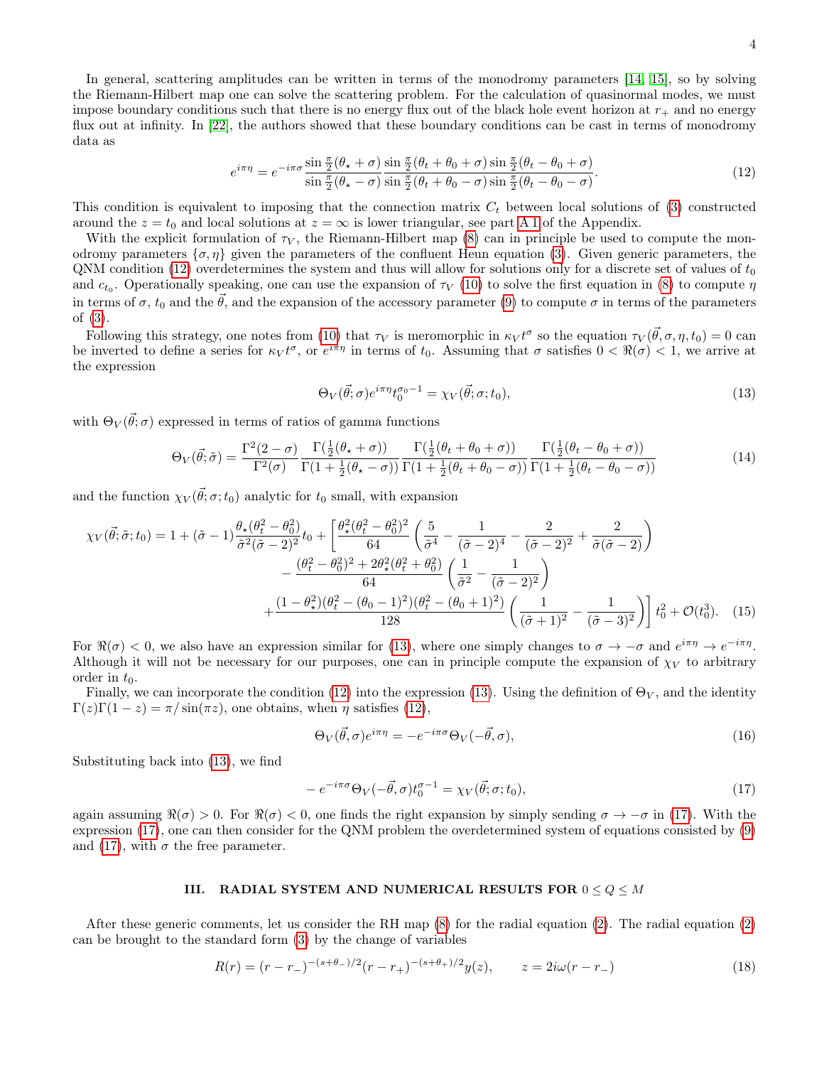In general, scattering amplitudes can be written in terms of the monodromy parameters [14, 15], so by solving the Riemann-Hilbert map one can solve the scattering problem. For the calculation of quasinormal modes, we must impose boundary conditions such that there is no energy flux out of the black hole event horizon at $r_+$ and no energy flux out at infinity. In [22], the authors showed that these boundary conditions can be cast in terms of monodromy data as

$$e^{i\pi\eta} = e^{-i\pi\sigma} \frac{\sin\frac{\pi}{2}(\theta_\star + \sigma)}{\sin\frac{\pi}{2}(\theta_\star - \sigma)} \frac{\sin\frac{\pi}{2}(\theta_t + \theta_0 + \sigma)\sin\frac{\pi}{2}(\theta_t - \theta_0 + \sigma)}{\sin\frac{\pi}{2}(\theta_t + \theta_0 - \sigma)\sin\frac{\pi}{2}(\theta_t - \theta_0 - \sigma)}. \tag{12}$$

This condition is equivalent to imposing that the connection matrix $C_t$ between local solutions of (3) constructed around the $z = t_0$ and local solutions at $z = \infty$ is lower triangular, see part A 1 of the Appendix.

With the explicit formulation of $\tau_V$, the Riemann-Hilbert map (8) can in principle be used to compute the monodromy parameters $\{\sigma, \eta\}$ given the parameters of the confluent Heun equation (3). Given generic parameters, the QNM condition (12) overdetermines the system and thus will allow for solutions only for a discrete set of values of $t_0$ and $c_{t_0}$. Operationally speaking, one can use the expansion of $\tau_V$ (10) to solve the first equation in (8) to compute $\eta$ in terms of $\sigma$, $t_0$ and the $\vec{\theta}$, and the expansion of the accessory parameter (9) to compute $\sigma$ in terms of the parameters of (3).

Following this strategy, one notes from (10) that $\tau_V$ is meromorphic in $\kappa_V t^\sigma$ so the equation $\tau_V(\vec{\theta}, \sigma, \eta, t_0) = 0$ can be inverted to define a series for $\kappa_V t^\sigma$, or $e^{i\pi\eta}$ in terms of $t_0$. Assuming that $\sigma$ satisfies $0 < \Re(\sigma) < 1$, we arrive at the expression

$$\Theta_V(\vec{\theta}; \sigma) e^{i\pi\eta} t_0^{\sigma_0 - 1} = \chi_V(\vec{\theta}; \sigma; t_0), \tag{13}$$

with $\Theta_V(\vec{\theta}; \sigma)$ expressed in terms of ratios of gamma functions

$$\Theta_V(\vec{\theta}; \tilde{\sigma}) = \frac{\Gamma^2(2-\sigma)}{\Gamma^2(\sigma)} \frac{\Gamma(\frac{1}{2}(\theta_\star + \sigma))}{\Gamma(1 + \frac{1}{2}(\theta_\star - \sigma))} \frac{\Gamma(\frac{1}{2}(\theta_t + \theta_0 + \sigma))}{\Gamma(1 + \frac{1}{2}(\theta_t + \theta_0 - \sigma))} \frac{\Gamma(\frac{1}{2}(\theta_t - \theta_0 + \sigma))}{\Gamma(1 + \frac{1}{2}(\theta_t - \theta_0 - \sigma))} \tag{14}$$

and the function $\chi_V(\vec{\theta}; \sigma; t_0)$ analytic for $t_0$ small, with expansion

$$\begin{aligned}
\chi_V(\vec{\theta}; \tilde{\sigma}; t_0) = 1 + (\tilde{\sigma} - 1) \frac{\theta_\star(\theta_t^2 - \theta_0^2)}{\tilde{\sigma}^2(\tilde{\sigma} - 2)^2} t_0 + \Bigg[ &\frac{\theta_\star^2(\theta_t^2 - \theta_0^2)^2}{64} \left( \frac{5}{\tilde{\sigma}^4} - \frac{1}{(\tilde{\sigma}-2)^4} - \frac{2}{(\tilde{\sigma}-2)^2} + \frac{2}{\tilde{\sigma}(\tilde{\sigma}-2)} \right) \\
&- \frac{(\theta_t^2 - \theta_0^2)^2 + 2\theta_\star^2(\theta_t^2 + \theta_0^2)}{64} \left( \frac{1}{\tilde{\sigma}^2} - \frac{1}{(\tilde{\sigma}-2)^2} \right) \\
&+ \frac{(1 - \theta_\star^2)(\theta_t^2 - (\theta_0 - 1)^2)(\theta_t^2 - (\theta_0 + 1)^2)}{128} \left( \frac{1}{(\tilde{\sigma}+1)^2} - \frac{1}{(\tilde{\sigma}-3)^2} \right) \Bigg] t_0^2 + \mathcal{O}(t_0^3).
\end{aligned} \tag{15}$$

For $\Re(\sigma) < 0$, we also have an expression similar for (13), where one simply changes to $\sigma \to -\sigma$ and $e^{i\pi\eta} \to e^{-i\pi\eta}$. Although it will not be necessary for our purposes, one can in principle compute the expansion of $\chi_V$ to arbitrary order in $t_0$.

Finally, we can incorporate the condition (12) into the expression (13). Using the definition of $\Theta_V$, and the identity $\Gamma(z)\Gamma(1-z) = \pi/\sin(\pi z)$, one obtains, when $\eta$ satisfies (12),

$$\Theta_V(\vec{\theta}, \sigma) e^{i\pi\eta} = -e^{-i\pi\sigma} \Theta_V(-\vec{\theta}, \sigma), \tag{16}$$

Substituting back into (13), we find

$$-e^{-i\pi\sigma} \Theta_V(-\vec{\theta}, \sigma) t_0^{\sigma - 1} = \chi_V(\vec{\theta}; \sigma; t_0), \tag{17}$$

again assuming $\Re(\sigma) > 0$. For $\Re(\sigma) < 0$, one finds the right expansion by simply sending $\sigma \to -\sigma$ in (17). With the expression (17), one can then consider for the QNM problem the overdetermined system of equations consisted by (9) and (17), with $\sigma$ the free parameter.

## III. RADIAL SYSTEM AND NUMERICAL RESULTS FOR $0 \leq Q \leq M$

After these generic comments, let us consider the RH map (8) for the radial equation (2). The radial equation (2) can be brought to the standard form (3) by the change of variables

$$R(r) = (r - r_-)^{-(s+\theta_-)/2} (r - r_+)^{-(s+\theta_+)/2} y(z), \qquad z = 2i\omega(r - r_-) \tag{18}$$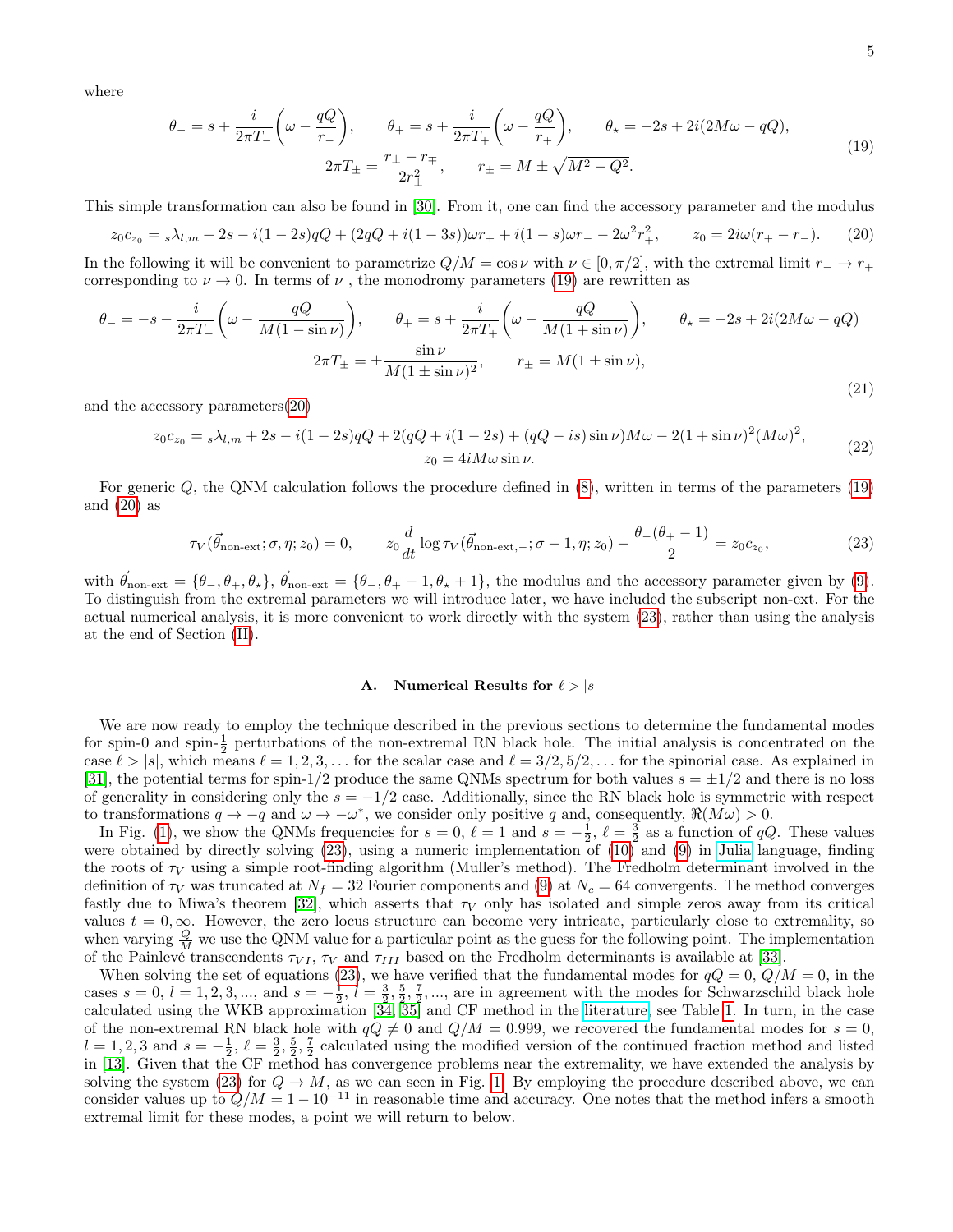where

$$
\theta_- = s + \frac{i}{2\pi T_-}\left(\omega - \frac{qQ}{r_-}\right), \qquad \theta_+ = s + \frac{i}{2\pi T_+}\left(\omega - \frac{qQ}{r_+}\right), \qquad \theta_\star = -2s + 2i(2M\omega - qQ),
$$
$$
2\pi T_\pm = \frac{r_\pm - r_\mp}{2r_\pm^2}, \qquad r_\pm = M \pm \sqrt{M^2 - Q^2}. \tag{19}
$$

This simple transformation can also be found in [30]. From it, one can find the accessory parameter and the modulus

$$
z_0 c_{z_0} = {}_s\lambda_{l,m} + 2s - i(1-2s)qQ + (2qQ + i(1-3s))\omega r_+ + i(1-s)\omega r_- - 2\omega^2 r_+^2, \qquad z_0 = 2i\omega(r_+ - r_-). \tag{20}
$$

In the following it will be convenient to parametrize $Q/M = \cos\nu$ with $\nu \in [0, \pi/2]$, with the extremal limit $r_- \to r_+$ corresponding to $\nu \to 0$. In terms of $\nu$ , the monodromy parameters (19) are rewritten as

$$
\theta_- = -s - \frac{i}{2\pi T_-}\left(\omega - \frac{qQ}{M(1-\sin\nu)}\right), \qquad \theta_+ = s + \frac{i}{2\pi T_+}\left(\omega - \frac{qQ}{M(1+\sin\nu)}\right), \qquad \theta_\star = -2s + 2i(2M\omega - qQ)
$$
$$
2\pi T_\pm = \pm\frac{\sin\nu}{M(1\pm\sin\nu)^2}, \qquad r_\pm = M(1\pm\sin\nu), \tag{21}
$$

and the accessory parameters(20)

$$
z_0 c_{z_0} = {}_s\lambda_{l,m} + 2s - i(1-2s)qQ + 2(qQ + i(1-2s) + (qQ - is)\sin\nu)M\omega - 2(1+\sin\nu)^2(M\omega)^2,
$$
$$
z_0 = 4iM\omega\sin\nu. \tag{22}
$$

For generic $Q$, the QNM calculation follows the procedure defined in (8), written in terms of the parameters (19) and (20) as

$$
\tau_V(\vec{\theta}_{\text{non-ext}}; \sigma, \eta; z_0) = 0, \qquad z_0 \frac{d}{dt}\log\tau_V(\vec{\theta}_{\text{non-ext},-}; \sigma - 1, \eta; z_0) - \frac{\theta_-(\theta_+ - 1)}{2} = z_0 c_{z_0}, \tag{23}
$$

with $\vec{\theta}_{\text{non-ext}} = \{\theta_-, \theta_+, \theta_\star\}$, $\vec{\theta}_{\text{non-ext}} = \{\theta_-, \theta_+ - 1, \theta_\star + 1\}$, the modulus and the accessory parameter given by (9). To distinguish from the extremal parameters we will introduce later, we have included the subscript non-ext. For the actual numerical analysis, it is more convenient to work directly with the system (23), rather than using the analysis at the end of Section (II).

### A. Numerical Results for $\ell > |s|$

We are now ready to employ the technique described in the previous sections to determine the fundamental modes for spin-0 and spin-$\frac{1}{2}$ perturbations of the non-extremal RN black hole. The initial analysis is concentrated on the case $\ell > |s|$, which means $\ell = 1, 2, 3, \ldots$ for the scalar case and $\ell = 3/2, 5/2, \ldots$ for the spinorial case. As explained in [31], the potential terms for spin-1/2 produce the same QNMs spectrum for both values $s = \pm 1/2$ and there is no loss of generality in considering only the $s = -1/2$ case. Additionally, since the RN black hole is symmetric with respect to transformations $q \to -q$ and $\omega \to -\omega^*$, we consider only positive $q$ and, consequently, $\Re(M\omega) > 0$.

In Fig. (1), we show the QNMs frequencies for $s = 0$, $\ell = 1$ and $s = -\frac{1}{2}$, $\ell = \frac{3}{2}$ as a function of $qQ$. These values were obtained by directly solving (23), using a numeric implementation of (10) and (9) in Julia language, finding the roots of $\tau_V$ using a simple root-finding algorithm (Muller's method). The Fredholm determinant involved in the definition of $\tau_V$ was truncated at $N_f = 32$ Fourier components and (9) at $N_c = 64$ convergents. The method converges fastly due to Miwa's theorem [32], which asserts that $\tau_V$ only has isolated and simple zeros away from its critical values $t = 0, \infty$. However, the zero locus structure can become very intricate, particularly close to extremality, so when varying $\frac{Q}{M}$ we use the QNM value for a particular point as the guess for the following point. The implementation of the Painlevé transcendents $\tau_{VI}$, $\tau_V$ and $\tau_{III}$ based on the Fredholm determinants is available at [33].

When solving the set of equations (23), we have verified that the fundamental modes for $qQ = 0$, $Q/M = 0$, in the cases $s = 0$, $l = 1, 2, 3, \ldots$, and $s = -\frac{1}{2}$, $l = \frac{3}{2}, \frac{5}{2}, \frac{7}{2}, \ldots$, are in agreement with the modes for Schwarzschild black hole calculated using the WKB approximation [34, 35] and CF method in the literature, see Table 1. In turn, in the case of the non-extremal RN black hole with $qQ \neq 0$ and $Q/M = 0.999$, we recovered the fundamental modes for $s = 0$, $l = 1, 2, 3$ and $s = -\frac{1}{2}$, $\ell = \frac{3}{2}, \frac{5}{2}, \frac{7}{2}$ calculated using the modified version of the continued fraction method and listed in [13]. Given that the CF method has convergence problems near the extremality, we have extended the analysis by solving the system (23) for $Q \to M$, as we can seen in Fig. 1. By employing the procedure described above, we can consider values up to $Q/M = 1 - 10^{-11}$ in reasonable time and accuracy. One notes that the method infers a smooth extremal limit for these modes, a point we will return to below.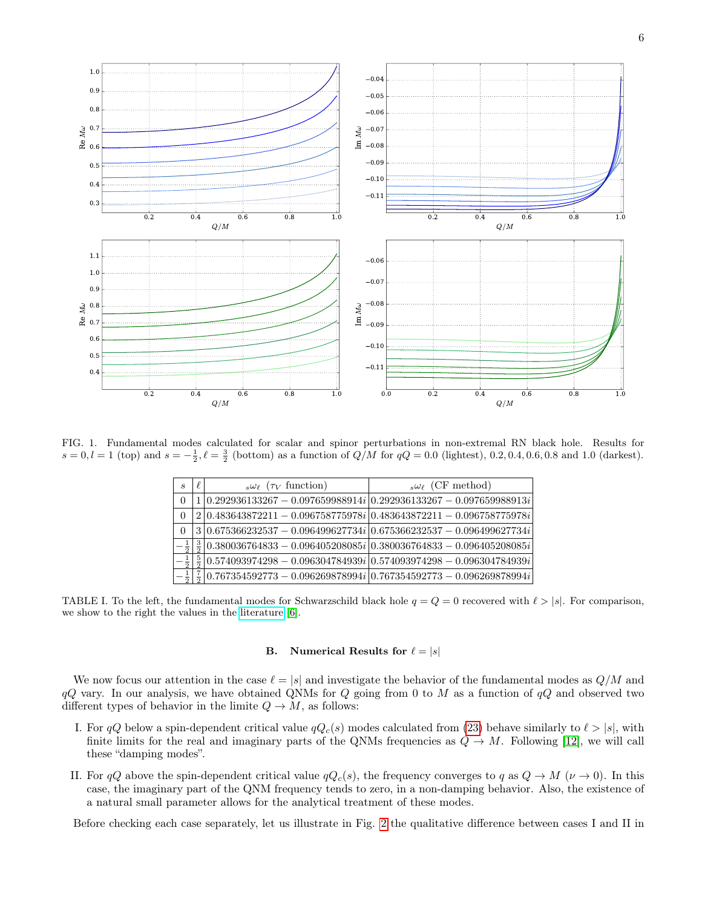FIG. 1. Fundamental modes calculated for scalar and spinor perturbations in non-extremal RN black hole. Results for $s=0, l=1$ (top) and $s=-\frac{1}{2}, \ell=\frac{3}{2}$ (bottom) as a function of $Q/M$ for $qQ = 0.0$ (lightest), $0.2, 0.4, 0.6, 0.8$ and $1.0$ (darkest).

| $s$ | $\ell$ | ${}_s\omega_\ell$ ($\tau_V$ function) | ${}_s\omega_\ell$ (CF method) |
|---|---|---|---|
| $0$ | $1$ | $0.292936133267 - 0.097659988914i$ | $0.292936133267 - 0.097659988913i$ |
| $0$ | $2$ | $0.483643872211 - 0.096758775978i$ | $0.483643872211 - 0.096758775978i$ |
| $0$ | $3$ | $0.675366232537 - 0.096499627734i$ | $0.675366232537 - 0.096499627734i$ |
| $-\frac{1}{2}$ | $\frac{3}{2}$ | $0.380036764833 - 0.096405208085i$ | $0.380036764833 - 0.096405208085i$ |
| $-\frac{1}{2}$ | $\frac{5}{2}$ | $0.574093974298 - 0.096304784939i$ | $0.574093974298 - 0.096304784939i$ |
| $-\frac{1}{2}$ | $\frac{7}{2}$ | $0.767354592773 - 0.096269878994i$ | $0.767354592773 - 0.096269878994i$ |

TABLE I. To the left, the fundamental modes for Schwarzschild black hole $q = Q = 0$ recovered with $\ell > |s|$. For comparison, we show to the right the values in the literature [6].

### B. Numerical Results for $\ell = |s|$

We now focus our attention in the case $\ell = |s|$ and investigate the behavior of the fundamental modes as $Q/M$ and $qQ$ vary. In our analysis, we have obtained QNMs for $Q$ going from 0 to $M$ as a function of $qQ$ and observed two different types of behavior in the limite $Q \to M$, as follows:

I. For $qQ$ below a spin-dependent critical value $qQ_c(s)$ modes calculated from (23) behave similarly to $\ell > |s|$, with finite limits for the real and imaginary parts of the QNMs frequencies as $Q \to M$. Following [12], we will call these "damping modes".

II. For $qQ$ above the spin-dependent critical value $qQ_c(s)$, the frequency converges to $q$ as $Q \to M$ ($\nu \to 0$). In this case, the imaginary part of the QNM frequency tends to zero, in a non-damping behavior. Also, the existence of a natural small parameter allows for the analytical treatment of these modes.

Before checking each case separately, let us illustrate in Fig. 2 the qualitative difference between cases I and II in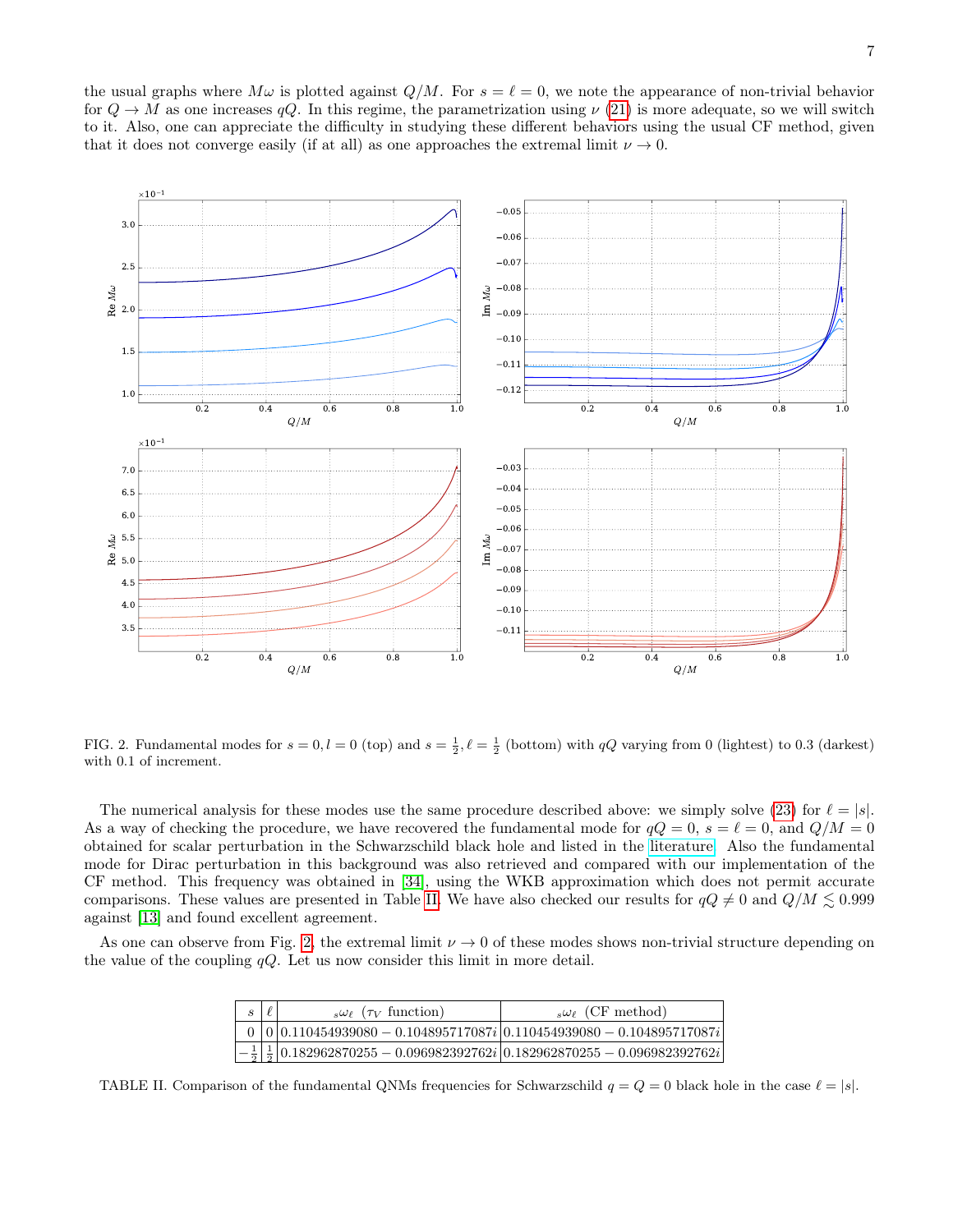the usual graphs where $M\omega$ is plotted against $Q/M$. For $s = \ell = 0$, we note the appearance of non-trivial behavior for $Q \to M$ as one increases $qQ$. In this regime, the parametrization using $\nu$ (21) is more adequate, so we will switch to it. Also, one can appreciate the difficulty in studying these different behaviors using the usual CF method, given that it does not converge easily (if at all) as one approaches the extremal limit $\nu \to 0$.

FIG. 2. Fundamental modes for $s = 0, l = 0$ (top) and $s = \frac{1}{2}, \ell = \frac{1}{2}$ (bottom) with $qQ$ varying from 0 (lightest) to 0.3 (darkest) with 0.1 of increment.

The numerical analysis for these modes use the same procedure described above: we simply solve (23) for $\ell = |s|$. As a way of checking the procedure, we have recovered the fundamental mode for $qQ = 0$, $s = \ell = 0$, and $Q/M = 0$ obtained for scalar perturbation in the Schwarzschild black hole and listed in the literature. Also the fundamental mode for Dirac perturbation in this background was also retrieved and compared with our implementation of the CF method. This frequency was obtained in [34], using the WKB approximation which does not permit accurate comparisons. These values are presented in Table II. We have also checked our results for $qQ \neq 0$ and $Q/M \lesssim 0.999$ against [13] and found excellent agreement.

As one can observe from Fig. 2, the extremal limit $\nu \to 0$ of these modes shows non-trivial structure depending on the value of the coupling $qQ$. Let us now consider this limit in more detail.

| $s$ | $\ell$ | ${}_s\omega_\ell$ ($\tau_V$ function) | ${}_s\omega_\ell$ (CF method) |
|---|---|---|---|
| $0$ | $0$ | $0.110454939080 - 0.104895717087i$ | $0.110454939080 - 0.104895717087i$ |
| $-\frac{1}{2}$ | $\frac{1}{2}$ | $0.182962870255 - 0.096982392762i$ | $0.182962870255 - 0.096982392762i$ |

TABLE II. Comparison of the fundamental QNMs frequencies for Schwarzschild $q = Q = 0$ black hole in the case $\ell = |s|$.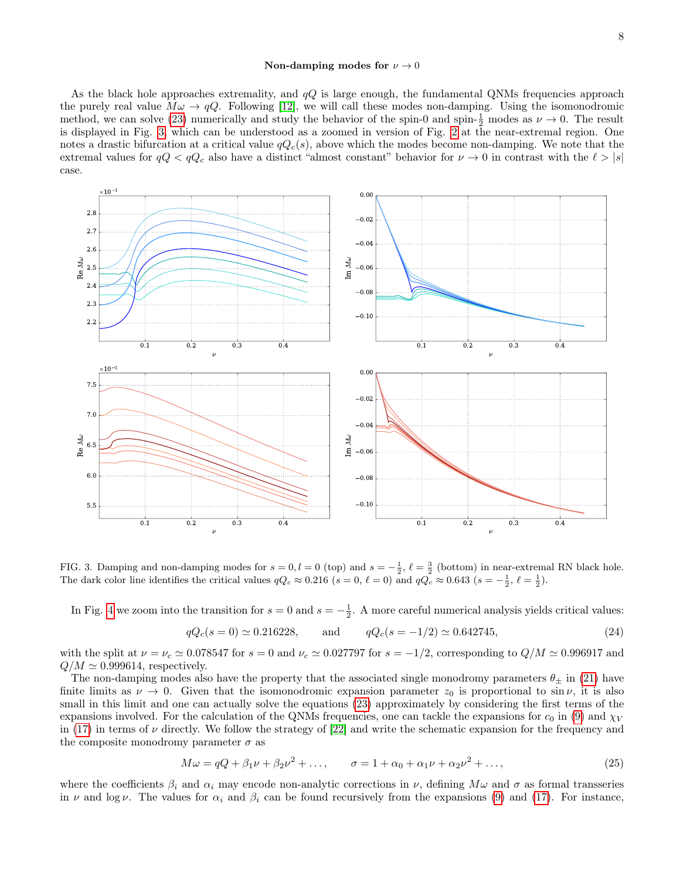### Non-damping modes for $\nu \to 0$

As the black hole approaches extremality, and $qQ$ is large enough, the fundamental QNMs frequencies approach the purely real value $M\omega \to qQ$. Following [12], we will call these modes non-damping. Using the isomonodromic method, we can solve (23) numerically and study the behavior of the spin-0 and spin-$\frac{1}{2}$ modes as $\nu \to 0$. The result is displayed in Fig. 3, which can be understood as a zoomed in version of Fig. 2 at the near-extremal region. One notes a drastic bifurcation at a critical value $qQ_c(s)$, above which the modes become non-damping. We note that the extremal values for $qQ < qQ_c$ also have a distinct "almost constant" behavior for $\nu \to 0$ in contrast with the $\ell > |s|$ case.

FIG. 3. Damping and non-damping modes for $s = 0, l = 0$ (top) and $s = -\frac{1}{2}$, $\ell = \frac{3}{2}$ (bottom) in near-extremal RN black hole. The dark color line identifies the critical values $qQ_c \approx 0.216$ ($s = 0$, $\ell = 0$) and $qQ_c \approx 0.643$ ($s = -\frac{1}{2}$, $\ell = \frac{1}{2}$).

In Fig. 4 we zoom into the transition for $s = 0$ and $s = -\frac{1}{2}$. A more careful numerical analysis yields critical values:

$$qQ_c(s = 0) \simeq 0.216228, \qquad \text{and} \qquad qQ_c(s = -1/2) \simeq 0.642745, \tag{24}$$

with the split at $\nu = \nu_c \simeq 0.078547$ for $s = 0$ and $\nu_c \simeq 0.027797$ for $s = -1/2$, corresponding to $Q/M \simeq 0.996917$ and $Q/M \simeq 0.999614$, respectively.

The non-damping modes also have the property that the associated single monodromy parameters $\theta_\pm$ in (21) have finite limits as $\nu \to 0$. Given that the isomonodromic expansion parameter $z_0$ is proportional to $\sin\nu$, it is also small in this limit and one can actually solve the equations (23) approximately by considering the first terms of the expansions involved. For the calculation of the QNMs frequencies, one can tackle the expansions for $c_0$ in (9) and $\chi_V$ in (17) in terms of $\nu$ directly. We follow the strategy of [22] and write the schematic expansion for the frequency and the composite monodromy parameter $\sigma$ as

$$M\omega = qQ + \beta_1\nu + \beta_2\nu^2 + \ldots, \qquad \sigma = 1 + \alpha_0 + \alpha_1\nu + \alpha_2\nu^2 + \ldots, \tag{25}$$

where the coefficients $\beta_i$ and $\alpha_i$ may encode non-analytic corrections in $\nu$, defining $M\omega$ and $\sigma$ as formal transseries in $\nu$ and $\log\nu$. The values for $\alpha_i$ and $\beta_i$ can be found recursively from the expansions (9) and (17). For instance,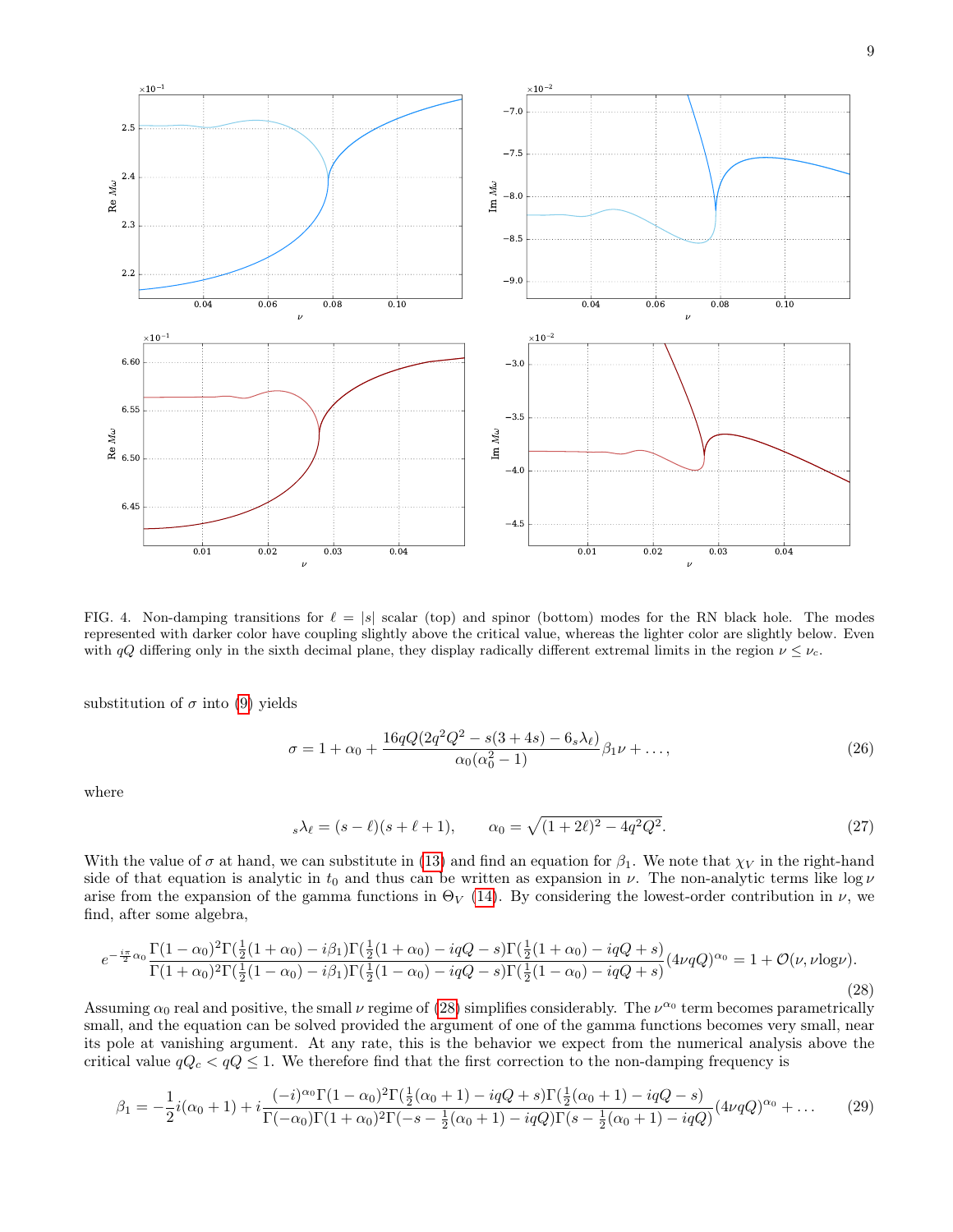FIG. 4. Non-damping transitions for $\ell = |s|$ scalar (top) and spinor (bottom) modes for the RN black hole. The modes represented with darker color have coupling slightly above the critical value, whereas the lighter color are slightly below. Even with $qQ$ differing only in the sixth decimal plane, they display radically different extremal limits in the region $\nu \leq \nu_c$.

substitution of $\sigma$ into (9) yields

$$\sigma = 1 + \alpha_0 + \frac{16qQ(2q^2Q^2 - s(3+4s) - 6\,{}_s\lambda_\ell)}{\alpha_0(\alpha_0^2 - 1)}\beta_1\nu + \ldots, \tag{26}$$

where

$${}_s\lambda_\ell = (s-\ell)(s+\ell+1), \qquad \alpha_0 = \sqrt{(1+2\ell)^2 - 4q^2Q^2}. \tag{27}$$

With the value of $\sigma$ at hand, we can substitute in (13) and find an equation for $\beta_1$. We note that $\chi_V$ in the right-hand side of that equation is analytic in $t_0$ and thus can be written as expansion in $\nu$. The non-analytic terms like $\log\nu$ arise from the expansion of the gamma functions in $\Theta_V$ (14). By considering the lowest-order contribution in $\nu$, we find, after some algebra,

$$e^{-\frac{i\pi}{2}\alpha_0}\frac{\Gamma(1-\alpha_0)^2\Gamma(\frac{1}{2}(1+\alpha_0)-i\beta_1)\Gamma(\frac{1}{2}(1+\alpha_0)-iqQ-s)\Gamma(\frac{1}{2}(1+\alpha_0)-iqQ+s)}{\Gamma(1+\alpha_0)^2\Gamma(\frac{1}{2}(1-\alpha_0)-i\beta_1)\Gamma(\frac{1}{2}(1-\alpha_0)-iqQ-s)\Gamma(\frac{1}{2}(1-\alpha_0)-iqQ+s)}(4\nu qQ)^{\alpha_0} = 1 + \mathcal{O}(\nu, \nu\log\nu). \tag{28}$$

Assuming $\alpha_0$ real and positive, the small $\nu$ regime of (28) simplifies considerably. The $\nu^{\alpha_0}$ term becomes parametrically small, and the equation can be solved provided the argument of one of the gamma functions becomes very small, near its pole at vanishing argument. At any rate, this is the behavior we expect from the numerical analysis above the critical value $qQ_c < qQ \leq 1$. We therefore find that the first correction to the non-damping frequency is

$$\beta_1 = -\frac{1}{2}i(\alpha_0+1) + i\frac{(-i)^{\alpha_0}\Gamma(1-\alpha_0)^2\Gamma(\frac{1}{2}(\alpha_0+1)-iqQ+s)\Gamma(\frac{1}{2}(\alpha_0+1)-iqQ-s)}{\Gamma(-\alpha_0)\Gamma(1+\alpha_0)^2\Gamma(-s-\frac{1}{2}(\alpha_0+1)-iqQ)\Gamma(s-\frac{1}{2}(\alpha_0+1)-iqQ)}(4\nu qQ)^{\alpha_0} + \ldots \tag{29}$$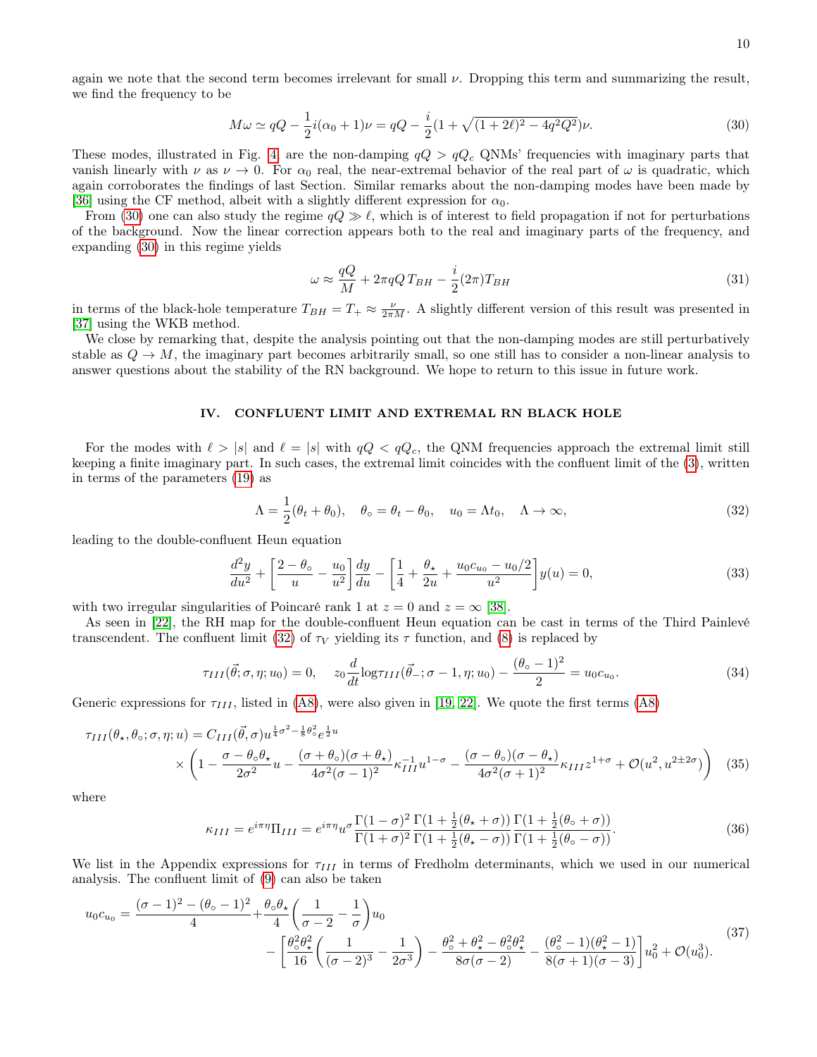again we note that the second term becomes irrelevant for small $\nu$. Dropping this term and summarizing the result, we find the frequency to be

$$M\omega \simeq qQ - \frac{1}{2}i(\alpha_0+1)\nu = qQ - \frac{i}{2}(1+\sqrt{(1+2\ell)^2-4q^2Q^2})\nu. \tag{30}$$

These modes, illustrated in Fig. 4, are the non-damping $qQ > qQ_c$ QNMs' frequencies with imaginary parts that vanish linearly with $\nu$ as $\nu \to 0$. For $\alpha_0$ real, the near-extremal behavior of the real part of $\omega$ is quadratic, which again corroborates the findings of last Section. Similar remarks about the non-damping modes have been made by [36] using the CF method, albeit with a slightly different expression for $\alpha_0$.

From (30) one can also study the regime $qQ \gg \ell$, which is of interest to field propagation if not for perturbations of the background. Now the linear correction appears both to the real and imaginary parts of the frequency, and expanding (30) in this regime yields

$$\omega \approx \frac{qQ}{M} + 2\pi qQ\, T_{BH} - \frac{i}{2}(2\pi)T_{BH} \tag{31}$$

in terms of the black-hole temperature $T_{BH} = T_+ \approx \frac{\nu}{2\pi M}$. A slightly different version of this result was presented in [37] using the WKB method.

We close by remarking that, despite the analysis pointing out that the non-damping modes are still perturbatively stable as $Q \to M$, the imaginary part becomes arbitrarily small, so one still has to consider a non-linear analysis to answer questions about the stability of the RN background. We hope to return to this issue in future work.

## IV. CONFLUENT LIMIT AND EXTREMAL RN BLACK HOLE

For the modes with $\ell > |s|$ and $\ell = |s|$ with $qQ < qQ_c$, the QNM frequencies approach the extremal limit still keeping a finite imaginary part. In such cases, the extremal limit coincides with the confluent limit of the (3), written in terms of the parameters (19) as

$$\Lambda = \frac{1}{2}(\theta_t + \theta_0), \quad \theta_\circ = \theta_t - \theta_0, \quad u_0 = \Lambda t_0, \quad \Lambda \to \infty, \tag{32}$$

leading to the double-confluent Heun equation

$$\frac{d^2y}{du^2} + \left[\frac{2-\theta_\circ}{u} - \frac{u_0}{u^2}\right]\frac{dy}{du} - \left[\frac{1}{4} + \frac{\theta_\star}{2u} + \frac{u_0 c_{u_0} - u_0/2}{u^2}\right]y(u) = 0, \tag{33}$$

with two irregular singularities of Poincaré rank 1 at $z = 0$ and $z = \infty$ [38].

As seen in [22], the RH map for the double-confluent Heun equation can be cast in terms of the Third Painlevé transcendent. The confluent limit (32) of $\tau_V$ yielding its $\tau$ function, and (8) is replaced by

$$\tau_{III}(\vec{\theta};\sigma,\eta;u_0) = 0, \quad z_0\frac{d}{dt}\log\tau_{III}(\vec{\theta}_-;\sigma-1,\eta;u_0) - \frac{(\theta_\circ-1)^2}{2} = u_0 c_{u_0}. \tag{34}$$

Generic expressions for $\tau_{III}$, listed in (A8), were also given in [19, 22]. We quote the first terms (A8)

$$\begin{aligned}\tau_{III}(\theta_\star,\theta_\circ;\sigma,\eta;u) = {} & C_{III}(\vec{\theta},\sigma)u^{\frac{1}{4}\sigma^2-\frac{1}{8}\theta_\circ^2}e^{\frac{1}{2}u} \\ & \times\left(1 - \frac{\sigma-\theta_\circ\theta_\star}{2\sigma^2}u - \frac{(\sigma+\theta_\circ)(\sigma+\theta_\star)}{4\sigma^2(\sigma-1)^2}\kappa_{III}^{-1}u^{1-\sigma} - \frac{(\sigma-\theta_\circ)(\sigma-\theta_\star)}{4\sigma^2(\sigma+1)^2}\kappa_{III}z^{1+\sigma} + \mathcal{O}(u^2,u^{2\pm2\sigma})\right)\end{aligned} \tag{35}$$

where

$$\kappa_{III} = e^{i\pi\eta}\Pi_{III} = e^{i\pi\eta}u^\sigma\frac{\Gamma(1-\sigma)^2}{\Gamma(1+\sigma)^2}\frac{\Gamma(1+\frac{1}{2}(\theta_\star+\sigma))}{\Gamma(1+\frac{1}{2}(\theta_\star-\sigma))}\frac{\Gamma(1+\frac{1}{2}(\theta_\circ+\sigma))}{\Gamma(1+\frac{1}{2}(\theta_\circ-\sigma))}. \tag{36}$$

We list in the Appendix expressions for $\tau_{III}$ in terms of Fredholm determinants, which we used in our numerical analysis. The confluent limit of (9) can also be taken

$$\begin{aligned}u_0c_{u_0} = {} & \frac{(\sigma-1)^2-(\theta_\circ-1)^2}{4} + \frac{\theta_\circ\theta_\star}{4}\left(\frac{1}{\sigma-2}-\frac{1}{\sigma}\right)u_0 \\ & - \left[\frac{\theta_\circ^2\theta_\star^2}{16}\left(\frac{1}{(\sigma-2)^3}-\frac{1}{2\sigma^3}\right) - \frac{\theta_\circ^2+\theta_\star^2-\theta_\circ^2\theta_\star^2}{8\sigma(\sigma-2)} - \frac{(\theta_\circ^2-1)(\theta_\star^2-1)}{8(\sigma+1)(\sigma-3)}\right]u_0^2 + \mathcal{O}(u_0^3).\end{aligned} \tag{37}$$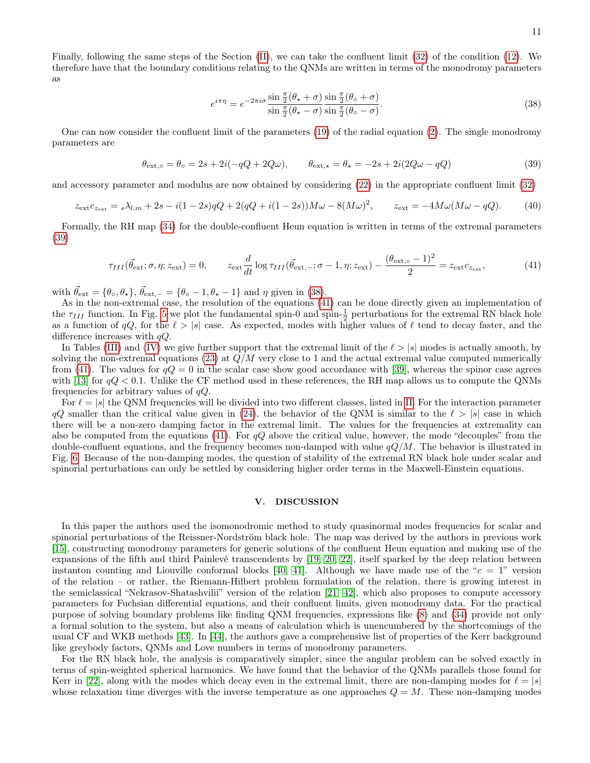Finally, following the same steps of the Section (II), we can take the confluent limit (32) of the condition (12). We therefore have that the boundary conditions relating to the QNMs are written in terms of the monodromy parameters as

$$e^{i\pi\eta} = e^{-2\pi i\sigma} \frac{\sin\frac{\pi}{2}(\theta_\star+\sigma)}{\sin\frac{\pi}{2}(\theta_\star-\sigma)} \frac{\sin\frac{\pi}{2}(\theta_\circ+\sigma)}{\sin\frac{\pi}{2}(\theta_\circ-\sigma)}. \tag{38}$$

One can now consider the confluent limit of the parameters (19) of the radial equation (2). The single monodromy parameters are

$$\theta_{\text{ext},\circ} = \theta_\circ = 2s + 2i(-qQ + 2Q\omega), \qquad \theta_{\text{ext},\star} = \theta_\star = -2s + 2i(2Q\omega - qQ) \tag{39}$$

and accessory parameter and modulus are now obtained by considering (22) in the appropriate confluent limit (32)

$$z_{\text{ext}} c_{z_{\text{ext}}} = {}_s\lambda_{l,m} + 2s - i(1-2s)qQ + 2(qQ + i(1-2s))M\omega - 8(M\omega)^2, \qquad z_{\text{ext}} = -4M\omega(M\omega - qQ). \tag{40}$$

Formally, the RH map (34) for the double-confluent Heun equation is written in terms of the extremal parameters (39)

$$\tau_{III}(\vec{\theta}_{\text{ext}}; \sigma, \eta; z_{\text{ext}}) = 0, \qquad z_{\text{ext}} \frac{d}{dt} \log \tau_{III}(\vec{\theta}_{\text{ext},-}; \sigma - 1, \eta; z_{\text{ext}}) - \frac{(\theta_{\text{ext},\circ} - 1)^2}{2} = z_{\text{ext}} c_{z_{\text{ext}}}, \tag{41}$$

with $\vec{\theta}_{\text{ext}} = \{\theta_\circ, \theta_\star\}$, $\vec{\theta}_{\text{ext},-} = \{\theta_\circ - 1, \theta_\star - 1\}$ and $\eta$ given in (38).

As in the non-extremal case, the resolution of the equations (41) can be done directly given an implementation of the $\tau_{III}$ function. In Fig. 5 we plot the fundamental spin-0 and spin-$\frac{1}{2}$ perturbations for the extremal RN black hole as a function of $qQ$, for the $\ell > |s|$ case. As expected, modes with higher values of $\ell$ tend to decay faster, and the difference increases with $qQ$.

In Tables (III) and (IV) we give further support that the extremal limit of the $\ell > |s|$ modes is actually smooth, by solving the non-extremal equations (23) at $Q/M$ very close to 1 and the actual extremal value computed numerically from (41). The values for $qQ = 0$ in the scalar case show good accordance with [39], whereas the spinor case agrees with [13] for $qQ < 0.1$. Unlike the CF method used in these references, the RH map allows us to compute the QNMs frequencies for arbitrary values of $qQ$.

For $\ell = |s|$ the QNM frequencies will be divided into two different classes, listed in II. For the interaction parameter $qQ$ smaller than the critical value given in (24), the behavior of the QNM is similar to the $\ell > |s|$ case in which there will be a non-zero damping factor in the extremal limit. The values for the frequencies at extremality can also be computed from the equations (41). For $qQ$ above the critical value, however, the mode "decouples" from the double-confluent equations, and the frequency becomes non-damped with value $qQ/M$. The behavior is illustrated in Fig. 6. Because of the non-damping modes, the question of stability of the extremal RN black hole under scalar and spinorial perturbations can only be settled by considering higher order terms in the Maxwell-Einstein equations.

## V. DISCUSSION

In this paper the authors used the isomonodromic method to study quasinormal modes frequencies for scalar and spinorial perturbations of the Reissner-Nordström black hole. The map was derived by the authors in previous work [15], constructing monodromy parameters for generic solutions of the confluent Heun equation and making use of the expansions of the fifth and third Painlevé transcendents by [19, 20, 22], itself sparked by the deep relation between instanton counting and Liouville conformal blocks [40, 41]. Although we have made use of the "$c = 1$" version of the relation – or rather, the Riemann-Hilbert problem formulation of the relation, there is growing interest in the semiclassical "Nekrasov-Shatashvilii" version of the relation [21, 42], which also proposes to compute accessory parameters for Fuchsian differential equations, and their confluent limits, given monodromy data. For the practical purpose of solving boundary problems like finding QNM frequencies, expressions like (8) and (34) provide not only a formal solution to the system, but also a means of calculation which is unencumbered by the shortcomings of the usual CF and WKB methods [43]. In [44], the authors gave a comprehensive list of properties of the Kerr background like greybody factors, QNMs and Love numbers in terms of monodromy parameters.

For the RN black hole, the analysis is comparatively simpler, since the angular problem can be solved exactly in terms of spin-weighted spherical harmonics. We have found that the behavior of the QNMs parallels those found for Kerr in [22], along with the modes which decay even in the extremal limit, there are non-damping modes for $\ell = |s|$ whose relaxation time diverges with the inverse temperature as one approaches $Q = M$. These non-damping modes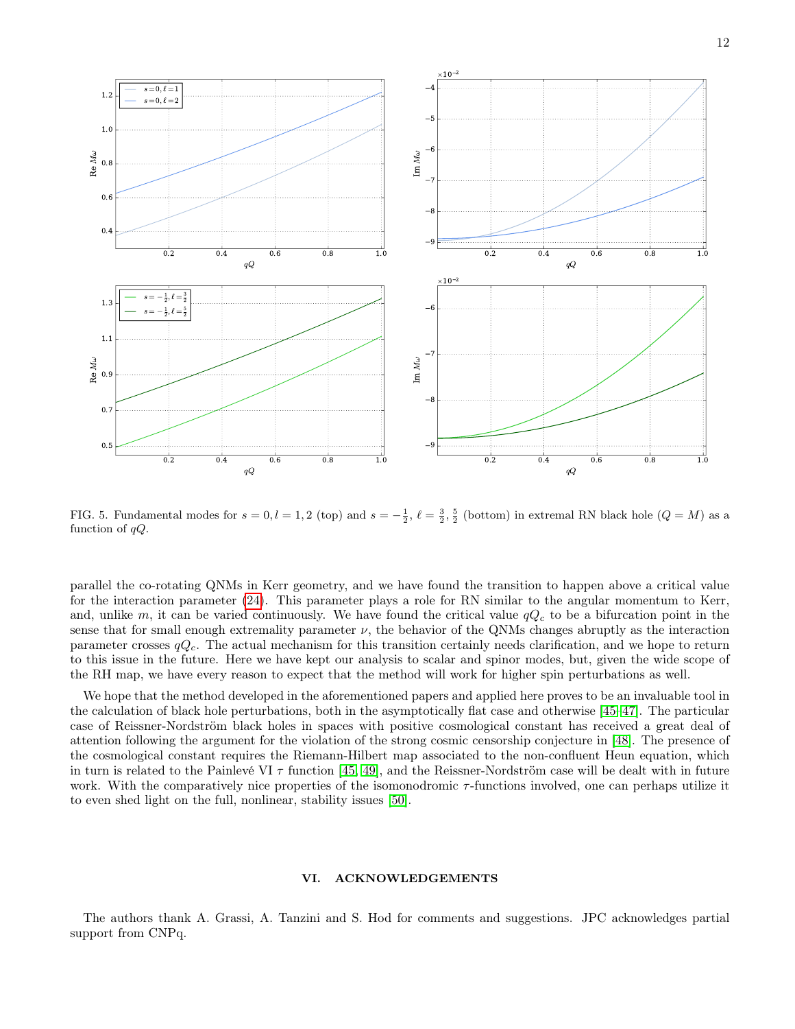FIG. 5. Fundamental modes for $s = 0, l = 1, 2$ (top) and $s = -\frac{1}{2}$, $\ell = \frac{3}{2}, \frac{5}{2}$ (bottom) in extremal RN black hole ($Q = M$) as a function of $qQ$.

parallel the co-rotating QNMs in Kerr geometry, and we have found the transition to happen above a critical value for the interaction parameter (24). This parameter plays a role for RN similar to the angular momentum to Kerr, and, unlike $m$, it can be varied continuously. We have found the critical value $qQ_c$ to be a bifurcation point in the sense that for small enough extremality parameter $\nu$, the behavior of the QNMs changes abruptly as the interaction parameter crosses $qQ_c$. The actual mechanism for this transition certainly needs clarification, and we hope to return to this issue in the future. Here we have kept our analysis to scalar and spinor modes, but, given the wide scope of the RH map, we have every reason to expect that the method will work for higher spin perturbations as well.

We hope that the method developed in the aforementioned papers and applied here proves to be an invaluable tool in the calculation of black hole perturbations, both in the asymptotically flat case and otherwise [45–47]. The particular case of Reissner-Nordström black holes in spaces with positive cosmological constant has received a great deal of attention following the argument for the violation of the strong cosmic censorship conjecture in [48]. The presence of the cosmological constant requires the Riemann-Hilbert map associated to the non-confluent Heun equation, which in turn is related to the Painlevé VI $\tau$ function [45, 49], and the Reissner-Nordström case will be dealt with in future work. With the comparatively nice properties of the isomonodromic $\tau$-functions involved, one can perhaps utilize it to even shed light on the full, nonlinear, stability issues [50].

## VI. ACKNOWLEDGEMENTS

The authors thank A. Grassi, A. Tanzini and S. Hod for comments and suggestions. JPC acknowledges partial support from CNPq.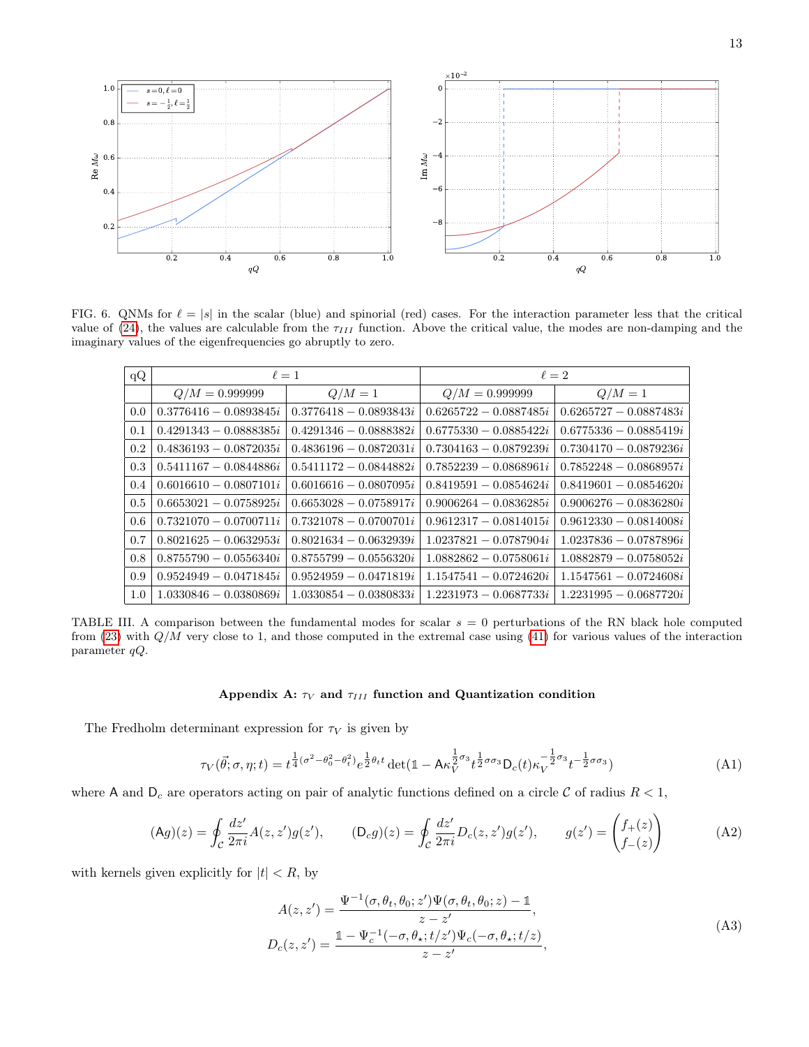FIG. 6. QNMs for $\ell = |s|$ in the scalar (blue) and spinorial (red) cases. For the interaction parameter less that the critical value of (24), the values are calculable from the $\tau_{III}$ function. Above the critical value, the modes are non-damping and the imaginary values of the eigenfrequencies go abruptly to zero.

| qQ | $\ell = 1$ | | $\ell = 2$ | |
|---|---|---|---|---|
| | $Q/M = 0.999999$ | $Q/M = 1$ | $Q/M = 0.999999$ | $Q/M = 1$ |
| 0.0 | $0.3776416 - 0.0893845i$ | $0.3776418 - 0.0893843i$ | $0.6265722 - 0.0887485i$ | $0.6265727 - 0.0887483i$ |
| 0.1 | $0.4291343 - 0.0888385i$ | $0.4291346 - 0.0888382i$ | $0.6775330 - 0.0885422i$ | $0.6775336 - 0.0885419i$ |
| 0.2 | $0.4836193 - 0.0872035i$ | $0.4836196 - 0.0872031i$ | $0.7304163 - 0.0879239i$ | $0.7304170 - 0.0879236i$ |
| 0.3 | $0.5411167 - 0.0844886i$ | $0.5411172 - 0.0844882i$ | $0.7852239 - 0.0868961i$ | $0.7852248 - 0.0868957i$ |
| 0.4 | $0.6016610 - 0.0807101i$ | $0.6016616 - 0.0807095i$ | $0.8419591 - 0.0854624i$ | $0.8419601 - 0.0854620i$ |
| 0.5 | $0.6653021 - 0.0758925i$ | $0.6653028 - 0.0758917i$ | $0.9006264 - 0.0836285i$ | $0.9006276 - 0.0836280i$ |
| 0.6 | $0.7321070 - 0.0700711i$ | $0.7321078 - 0.0700701i$ | $0.9612317 - 0.0814015i$ | $0.9612330 - 0.0814008i$ |
| 0.7 | $0.8021625 - 0.0632953i$ | $0.8021634 - 0.0632939i$ | $1.0237821 - 0.0787904i$ | $1.0237836 - 0.0787896i$ |
| 0.8 | $0.8755790 - 0.0556340i$ | $0.8755799 - 0.0556320i$ | $1.0882862 - 0.0758061i$ | $1.0882879 - 0.0758052i$ |
| 0.9 | $0.9524949 - 0.0471845i$ | $0.9524959 - 0.0471819i$ | $1.1547541 - 0.0724620i$ | $1.1547561 - 0.0724608i$ |
| 1.0 | $1.0330846 - 0.0380869i$ | $1.0330854 - 0.0380833i$ | $1.2231973 - 0.0687733i$ | $1.2231995 - 0.0687720i$ |

TABLE III. A comparison between the fundamental modes for scalar $s = 0$ perturbations of the RN black hole computed from (23) with $Q/M$ very close to 1, and those computed in the extremal case using (41) for various values of the interaction parameter $qQ$.

### Appendix A: $\tau_V$ and $\tau_{III}$ function and Quantization condition

The Fredholm determinant expression for $\tau_V$ is given by

$$\tau_V(\vec{\theta};\sigma,\eta;t) = t^{\frac{1}{4}(\sigma^2-\theta_0^2-\theta_t^2)}e^{\frac{1}{2}\theta_t t}\det(\mathbb{1} - \mathsf{A}\kappa_V^{\frac{1}{2}\sigma_3}t^{\frac{1}{2}\sigma\sigma_3}\mathsf{D}_c(t)\kappa_V^{-\frac{1}{2}\sigma_3}t^{-\frac{1}{2}\sigma\sigma_3}) \tag{A1}$$

where $\mathsf{A}$ and $\mathsf{D}_c$ are operators acting on pair of analytic functions defined on a circle $\mathcal{C}$ of radius $R < 1$,

$$(\mathsf{A}g)(z) = \oint_{\mathcal{C}} \frac{dz'}{2\pi i} A(z,z')g(z'), \qquad (\mathsf{D}_c g)(z) = \oint_{\mathcal{C}} \frac{dz'}{2\pi i} D_c(z,z')g(z'), \qquad g(z') = \begin{pmatrix} f_+(z) \\ f_-(z) \end{pmatrix} \tag{A2}$$

with kernels given explicitly for $|t| < R$, by

$$\begin{aligned} A(z,z') &= \frac{\Psi^{-1}(\sigma,\theta_t,\theta_0;z')\Psi(\sigma,\theta_t,\theta_0;z) - \mathbb{1}}{z - z'}, \\ D_c(z,z') &= \frac{\mathbb{1} - \Psi_c^{-1}(-\sigma,\theta_\star;t/z')\Psi_c(-\sigma,\theta_\star;t/z)}{z - z'}, \end{aligned} \tag{A3}$$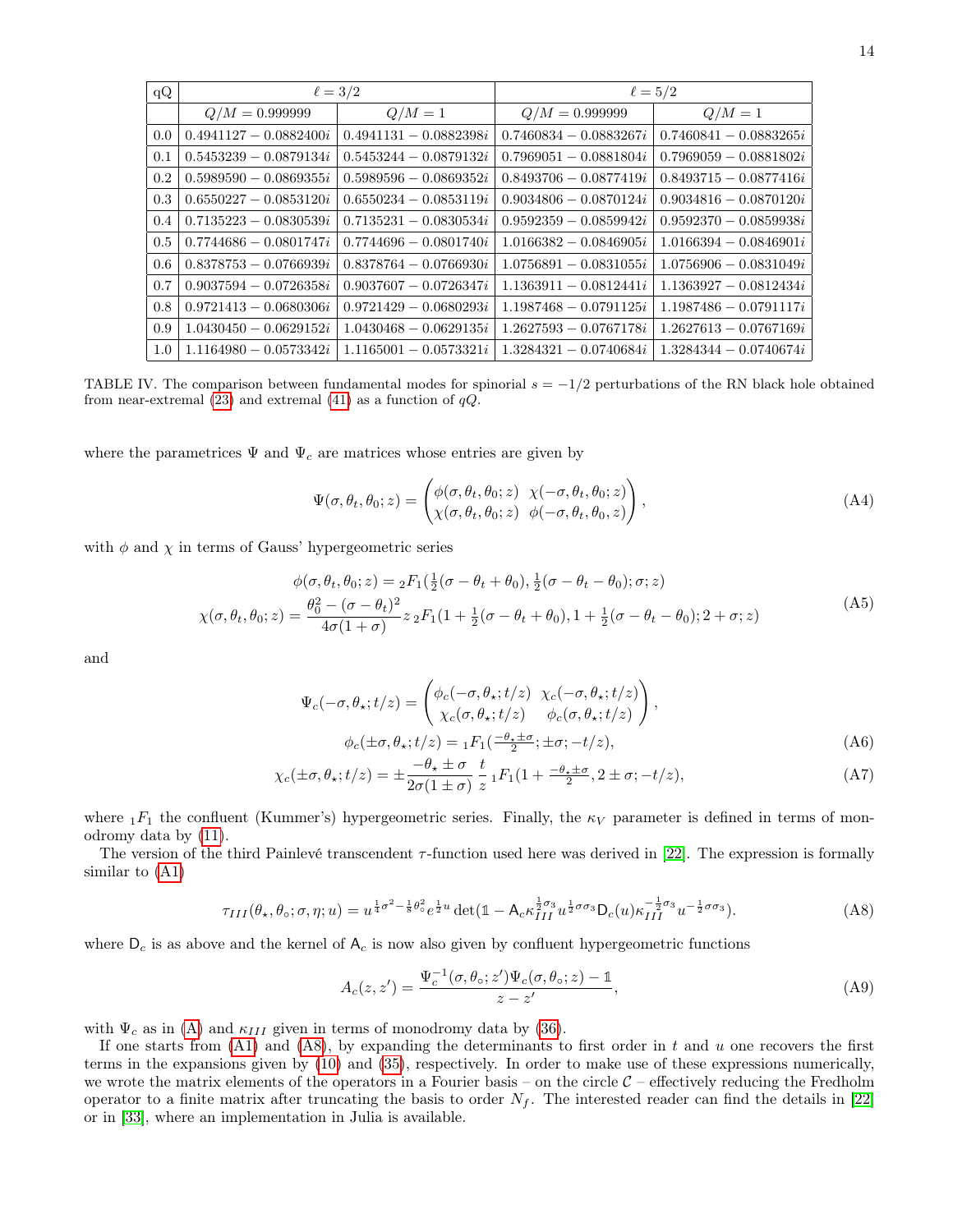| qQ | $\ell = 3/2$ | | $\ell = 5/2$ | |
|---|---|---|---|---|
| | $Q/M = 0.999999$ | $Q/M = 1$ | $Q/M = 0.999999$ | $Q/M = 1$ |
| 0.0 | $0.4941127 - 0.0882400i$ | $0.4941131 - 0.0882398i$ | $0.7460834 - 0.0883267i$ | $0.7460841 - 0.0883265i$ |
| 0.1 | $0.5453239 - 0.0879134i$ | $0.5453244 - 0.0879132i$ | $0.7969051 - 0.0881804i$ | $0.7969059 - 0.0881802i$ |
| 0.2 | $0.5989590 - 0.0869355i$ | $0.5989596 - 0.0869352i$ | $0.8493706 - 0.0877419i$ | $0.8493715 - 0.0877416i$ |
| 0.3 | $0.6550227 - 0.0853120i$ | $0.6550234 - 0.0853119i$ | $0.9034806 - 0.0870124i$ | $0.9034816 - 0.0870120i$ |
| 0.4 | $0.7135223 - 0.0830539i$ | $0.7135231 - 0.0830534i$ | $0.9592359 - 0.0859942i$ | $0.9592370 - 0.0859938i$ |
| 0.5 | $0.7744686 - 0.0801747i$ | $0.7744696 - 0.0801740i$ | $1.0166382 - 0.0846905i$ | $1.0166394 - 0.0846901i$ |
| 0.6 | $0.8378753 - 0.0766939i$ | $0.8378764 - 0.0766930i$ | $1.0756891 - 0.0831055i$ | $1.0756906 - 0.0831049i$ |
| 0.7 | $0.9037594 - 0.0726358i$ | $0.9037607 - 0.0726347i$ | $1.1363911 - 0.0812441i$ | $1.1363927 - 0.0812434i$ |
| 0.8 | $0.9721413 - 0.0680306i$ | $0.9721429 - 0.0680293i$ | $1.1987468 - 0.0791125i$ | $1.1987486 - 0.0791117i$ |
| 0.9 | $1.0430450 - 0.0629152i$ | $1.0430468 - 0.0629135i$ | $1.2627593 - 0.0767178i$ | $1.2627613 - 0.0767169i$ |
| 1.0 | $1.1164980 - 0.0573342i$ | $1.1165001 - 0.0573321i$ | $1.3284321 - 0.0740684i$ | $1.3284344 - 0.0740674i$ |

TABLE IV. The comparison between fundamental modes for spinorial $s = -1/2$ perturbations of the RN black hole obtained from near-extremal (23) and extremal (41) as a function of $qQ$.

where the parametrices $\Psi$ and $\Psi_c$ are matrices whose entries are given by

$$\Psi(\sigma,\theta_t,\theta_0;z) = \begin{pmatrix} \phi(\sigma,\theta_t,\theta_0;z) & \chi(-\sigma,\theta_t,\theta_0;z) \\ \chi(\sigma,\theta_t,\theta_0;z) & \phi(-\sigma,\theta_t,\theta_0,z) \end{pmatrix}, \tag{A4}$$

with $\phi$ and $\chi$ in terms of Gauss' hypergeometric series

$$\begin{aligned} \phi(\sigma,\theta_t,\theta_0;z) &= {}_2F_1(\tfrac{1}{2}(\sigma-\theta_t+\theta_0),\tfrac{1}{2}(\sigma-\theta_t-\theta_0);\sigma;z) \\ \chi(\sigma,\theta_t,\theta_0;z) &= \frac{\theta_0^2-(\sigma-\theta_t)^2}{4\sigma(1+\sigma)} z\, {}_2F_1(1+\tfrac{1}{2}(\sigma-\theta_t+\theta_0),1+\tfrac{1}{2}(\sigma-\theta_t-\theta_0);2+\sigma;z) \end{aligned} \tag{A5}$$

and

$$\Psi_c(-\sigma,\theta_\star;t/z) = \begin{pmatrix} \phi_c(-\sigma,\theta_\star;t/z) & \chi_c(-\sigma,\theta_\star;t/z) \\ \chi_c(\sigma,\theta_\star;t/z) & \phi_c(\sigma,\theta_\star;t/z) \end{pmatrix},$$

$$\phi_c(\pm\sigma,\theta_\star;t/z) = {}_1F_1(\tfrac{-\theta_\star\pm\sigma}{2};\pm\sigma;-t/z), \tag{A6}$$

$$\chi_c(\pm\sigma,\theta_\star;t/z) = \pm\frac{-\theta_\star\pm\sigma}{2\sigma(1\pm\sigma)}\,\frac{t}{z}\,{}_1F_1(1+\tfrac{-\theta_\star\pm\sigma}{2},2\pm\sigma;-t/z), \tag{A7}$$

where ${}_1F_1$ the confluent (Kummer's) hypergeometric series. Finally, the $\kappa_V$ parameter is defined in terms of monodromy data by (11).

The version of the third Painlevé transcendent $\tau$-function used here was derived in [22]. The expression is formally similar to (A1)

$$\tau_{III}(\theta_\star,\theta_\circ;\sigma,\eta;u) = u^{\frac{1}{4}\sigma^2-\frac{1}{8}\theta_\circ^2}e^{\frac{1}{2}u}\det(\mathbb{1}-\mathsf{A}_c\kappa_{III}^{\frac{1}{2}\sigma_3}u^{\frac{1}{2}\sigma\sigma_3}\mathsf{D}_c(u)\kappa_{III}^{-\frac{1}{2}\sigma_3}u^{-\frac{1}{2}\sigma\sigma_3}). \tag{A8}$$

where $\mathsf{D}_c$ is as above and the kernel of $\mathsf{A}_c$ is now also given by confluent hypergeometric functions

$$A_c(z,z') = \frac{\Psi_c^{-1}(\sigma,\theta_\circ;z')\Psi_c(\sigma,\theta_\circ;z)-\mathbb{1}}{z-z'}, \tag{A9}$$

with $\Psi_c$ as in (A) and $\kappa_{III}$ given in terms of monodromy data by (36).

If one starts from (A1) and (A8), by expanding the determinants to first order in $t$ and $u$ one recovers the first terms in the expansions given by (10) and (35), respectively. In order to make use of these expressions numerically, we wrote the matrix elements of the operators in a Fourier basis – on the circle $\mathcal{C}$ – effectively reducing the Fredholm operator to a finite matrix after truncating the basis to order $N_f$. The interested reader can find the details in [22] or in [33], where an implementation in Julia is available.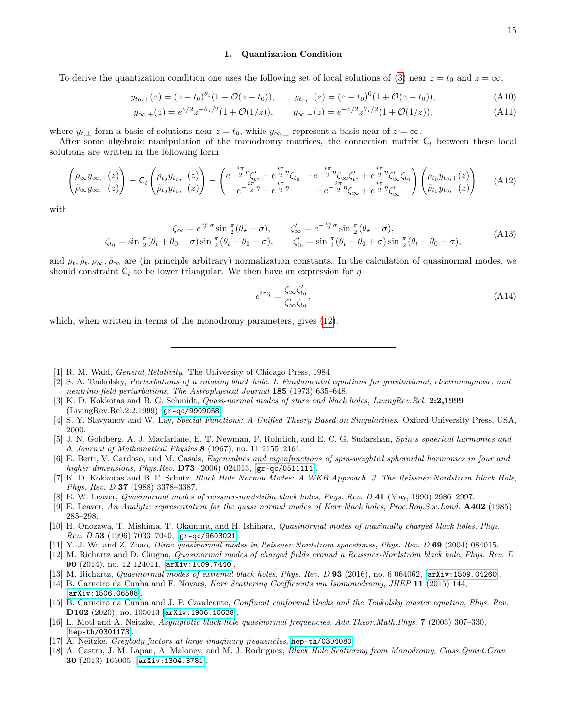### 1. Quantization Condition

To derive the quantization condition one uses the following set of local solutions of (3) near $z = t_0$ and $z = \infty$,

$$y_{t_0,+}(z) = (z - t_0)^{\theta_t}(1 + \mathcal{O}(z - t_0)), \qquad y_{t_0,-}(z) = (z - t_0)^0(1 + \mathcal{O}(z - t_0)), \tag{A10}$$

$$y_{\infty,+}(z) = e^{z/2}z^{-\theta_\star/2}(1 + \mathcal{O}(1/z)), \qquad y_{\infty,-}(z) = e^{-z/2}z^{\theta_\star/2}(1 + \mathcal{O}(1/z)), \tag{A11}$$

where $y_{t,\pm}$ form a basis of solutions near $z = t_0$, while $y_{\infty,\pm}$ represent a basis near of $z = \infty$.

After some algebraic manipulation of the monodromy matrices, the connection matrix $\mathsf{C}_t$ between these local solutions are written in the following form

$$\begin{pmatrix} \rho_\infty y_{\infty,+}(z) \\ \tilde{\rho}_\infty y_{\infty,-}(z) \end{pmatrix} = \mathsf{C}_t \begin{pmatrix} \rho_{t_0} y_{t_0,+}(z) \\ \tilde{\rho}_{t_0} y_{t_0,-}(z) \end{pmatrix} = \begin{pmatrix} e^{-\frac{i\pi}{2}\eta}\zeta'_{t_0} - e^{\frac{i\pi}{2}\eta}\zeta_{t_0} & -e^{-\frac{i\pi}{2}\eta}\zeta_\infty\zeta'_{t_0} + e^{\frac{i\pi}{2}\eta}\zeta'_\infty\zeta_{t_0} \\ e^{-\frac{i\pi}{2}\eta} - e^{\frac{i\pi}{2}\eta} & -e^{-\frac{i\pi}{2}\eta}\zeta_\infty + e^{\frac{i\pi}{2}\eta}\zeta'_\infty \end{pmatrix} \begin{pmatrix} \rho_{t_0} y_{t_0,+}(z) \\ \tilde{\rho}_{t_0} y_{t_0,-}(z) \end{pmatrix} \tag{A12}$$

with

$$\begin{aligned} \zeta_\infty &= e^{\frac{i\pi}{2}\sigma}\sin\tfrac{\pi}{2}(\theta_\star + \sigma), \qquad & \zeta'_\infty &= e^{-\frac{i\pi}{2}\sigma}\sin\tfrac{\pi}{2}(\theta_\star - \sigma), \\ \zeta_{t_0} &= \sin\tfrac{\pi}{2}(\theta_t + \theta_0 - \sigma)\sin\tfrac{\pi}{2}(\theta_t - \theta_0 - \sigma), \qquad & \zeta'_{t_0} &= \sin\tfrac{\pi}{2}(\theta_t + \theta_0 + \sigma)\sin\tfrac{\pi}{2}(\theta_t - \theta_0 + \sigma), \end{aligned} \tag{A13}$$

and $\rho_t, \tilde{\rho}_t, \rho_\infty, \tilde{\rho}_\infty$ are (in principle arbitrary) normalization constants. In the calculation of quasinormal modes, we should constraint $\mathsf{C}_t$ to be lower triangular. We then have an expression for $\eta$

$$e^{i\pi\eta} = \frac{\zeta_\infty \zeta'_{t_0}}{\zeta'_\infty \zeta_{t_0}}, \tag{A14}$$

which, when written in terms of the monodromy parameters, gives (12).

---

[1] R. M. Wald, *General Relativity*. The University of Chicago Press, 1984.

[2] S. A. Teukolsky, *Perturbations of a rotating black hole. I. Fundamental equations for gravitational, electromagnetic, and neutrino-field perturbations*, *The Astrophysical Journal* **185** (1973) 635–648.

[3] K. D. Kokkotas and B. G. Schmidt, *Quasi-normal modes of stars and black holes*, *LivingRev.Rel.* **2:2,1999** (LivingRev.Rel.2:2,1999) [gr-qc/9909058].

[4] S. Y. Slavyanov and W. Lay, *Special Functions: A Unified Theory Based on Singularities*. Oxford University Press, USA, 2000.

[5] J. N. Goldberg, A. J. Macfarlane, E. T. Newman, F. Rohrlich, and E. C. G. Sudarshan, *Spin-s spherical harmonics and ð*, *Journal of Mathematical Physics* **8** (1967), no. 11 2155–2161.

[6] E. Berti, V. Cardoso, and M. Casals, *Eigenvalues and eigenfunctions of spin-weighted spheroidal harmonics in four and higher dimensions*, *Phys.Rev.* **D73** (2006) 024013, [gr-qc/0511111].

[7] K. D. Kokkotas and B. F. Schutz, *Black Hole Normal Modes: A WKB Approach. 3. The Reissner-Nordstrom Black Hole*, *Phys. Rev. D* **37** (1988) 3378–3387.

[8] E. W. Leaver, *Quasinormal modes of reissner-nordström black holes*, *Phys. Rev. D* **41** (May, 1990) 2986–2997.

[9] E. Leaver, *An Analytic representation for the quasi normal modes of Kerr black holes*, *Proc.Roy.Soc.Lond.* **A402** (1985) 285–298.

[10] H. Onozawa, T. Mishima, T. Okamura, and H. Ishihara, *Quasinormal modes of maximally charged black holes*, *Phys. Rev. D* **53** (1996) 7033–7040, [gr-qc/9603021].

[11] Y.-J. Wu and Z. Zhao, *Dirac quasinormal modes in Reissner-Nordstrom spacetimes*, *Phys. Rev. D* **69** (2004) 084015.

[12] M. Richartz and D. Giugno, *Quasinormal modes of charged fields around a Reissner-Nordström black hole*, *Phys. Rev. D* **90** (2014), no. 12 124011, [arXiv:1409.7440].

[13] M. Richartz, *Quasinormal modes of extremal black holes*, *Phys. Rev. D* **93** (2016), no. 6 064062, [arXiv:1509.04260].

[14] B. Carneiro da Cunha and F. Novaes, *Kerr Scattering Coefficients via Isomonodromy*, *JHEP* **11** (2015) 144, [arXiv:1506.06588].

[15] B. Carneiro da Cunha and J. P. Cavalcante, *Confluent conformal blocks and the Teukolsky master equation*, *Phys. Rev.* **D102** (2020), no. 105013 [arXiv:1906.10638].

[16] L. Motl and A. Neitzke, *Asymptotic black hole quasinormal frequencies*, *Adv.Theor.Math.Phys.* **7** (2003) 307–330, [hep-th/0301173].

[17] A. Neitzke, *Greybody factors at large imaginary frequencies*, hep-th/0304080.

[18] A. Castro, J. M. Lapan, A. Maloney, and M. J. Rodriguez, *Black Hole Scattering from Monodromy*, *Class.Quant.Grav.* **30** (2013) 165005, [arXiv:1304.3781].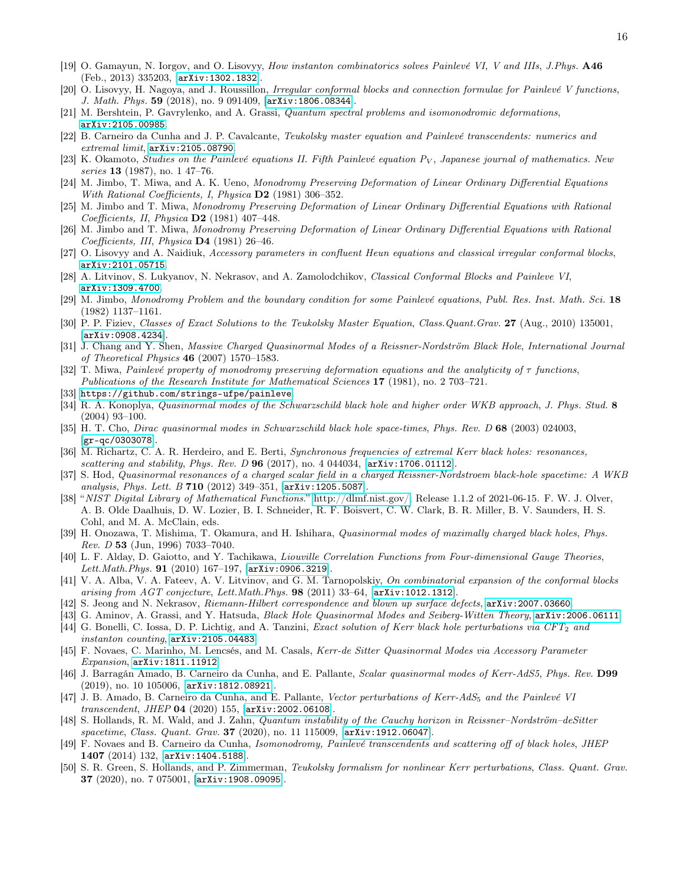[19] O. Gamayun, N. Iorgov, and O. Lisovyy, *How instanton combinatorics solves Painlevé VI, V and IIIs*, *J.Phys.* **A46** (Feb., 2013) 335203, [arXiv:1302.1832].

[20] O. Lisovyy, H. Nagoya, and J. Roussillon, *Irregular conformal blocks and connection formulae for Painlevé V functions*, *J. Math. Phys.* **59** (2018), no. 9 091409, [arXiv:1806.08344].

[21] M. Bershtein, P. Gavrylenko, and A. Grassi, *Quantum spectral problems and isomonodromic deformations*, arXiv:2105.00985.

[22] B. Carneiro da Cunha and J. P. Cavalcante, *Teukolsky master equation and Painlevé transcendents: numerics and extremal limit*, arXiv:2105.08790.

[23] K. Okamoto, *Studies on the Painlevé equations II. Fifth Painlevé equation $P_V$*, *Japanese journal of mathematics. New series* **13** (1987), no. 1 47–76.

[24] M. Jimbo, T. Miwa, and A. K. Ueno, *Monodromy Preserving Deformation of Linear Ordinary Differential Equations With Rational Coefficients, I*, *Physica* **D2** (1981) 306–352.

[25] M. Jimbo and T. Miwa, *Monodromy Preserving Deformation of Linear Ordinary Differential Equations with Rational Coefficients, II*, *Physica* **D2** (1981) 407–448.

[26] M. Jimbo and T. Miwa, *Monodromy Preserving Deformation of Linear Ordinary Differential Equations with Rational Coefficients, III*, *Physica* **D4** (1981) 26–46.

[27] O. Lisovyy and A. Naidiuk, *Accessory parameters in confluent Heun equations and classical irregular conformal blocks*, arXiv:2101.05715.

[28] A. Litvinov, S. Lukyanov, N. Nekrasov, and A. Zamolodchikov, *Classical Conformal Blocks and Painleve VI*, arXiv:1309.4700.

[29] M. Jimbo, *Monodromy Problem and the boundary condition for some Painlevé equations*, *Publ. Res. Inst. Math. Sci.* **18** (1982) 1137–1161.

[30] P. P. Fiziev, *Classes of Exact Solutions to the Teukolsky Master Equation*, *Class.Quant.Grav.* **27** (Aug., 2010) 135001, [arXiv:0908.4234].

[31] J. Chang and Y. Shen, *Massive Charged Quasinormal Modes of a Reissner-Nordström Black Hole*, *International Journal of Theoretical Physics* **46** (2007) 1570–1583.

[32] T. Miwa, *Painlevé property of monodromy preserving deformation equations and the analyticity of $\tau$ functions*, *Publications of the Research Institute for Mathematical Sciences* **17** (1981), no. 2 703–721.

[33] https://github.com/strings-ufpe/painleve.

[34] R. A. Konoplya, *Quasinormal modes of the Schwarzschild black hole and higher order WKB approach*, *J. Phys. Stud.* **8** (2004) 93–100.

[35] H. T. Cho, *Dirac quasinormal modes in Schwarzschild black hole space-times*, *Phys. Rev. D* **68** (2003) 024003, [gr-qc/0303078].

[36] M. Richartz, C. A. R. Herdeiro, and E. Berti, *Synchronous frequencies of extremal Kerr black holes: resonances, scattering and stability*, *Phys. Rev. D* **96** (2017), no. 4 044034, [arXiv:1706.01112].

[37] S. Hod, *Quasinormal resonances of a charged scalar field in a charged Reissner-Nordstroem black-hole spacetime: A WKB analysis*, *Phys. Lett. B* **710** (2012) 349–351, [arXiv:1205.5087].

[38] "*NIST Digital Library of Mathematical Functions*." http://dlmf.nist.gov/, Release 1.1.2 of 2021-06-15. F. W. J. Olver, A. B. Olde Daalhuis, D. W. Lozier, B. I. Schneider, R. F. Boisvert, C. W. Clark, B. R. Miller, B. V. Saunders, H. S. Cohl, and M. A. McClain, eds.

[39] H. Onozawa, T. Mishima, T. Okamura, and H. Ishihara, *Quasinormal modes of maximally charged black holes*, *Phys. Rev. D* **53** (Jun, 1996) 7033–7040.

[40] L. F. Alday, D. Gaiotto, and Y. Tachikawa, *Liouville Correlation Functions from Four-dimensional Gauge Theories*, *Lett.Math.Phys.* **91** (2010) 167–197, [arXiv:0906.3219].

[41] V. A. Alba, V. A. Fateev, A. V. Litvinov, and G. M. Tarnopolskiy, *On combinatorial expansion of the conformal blocks arising from AGT conjecture*, *Lett.Math.Phys.* **98** (2011) 33–64, [arXiv:1012.1312].

[42] S. Jeong and N. Nekrasov, *Riemann-Hilbert correspondence and blown up surface defects*, arXiv:2007.03660.

[43] G. Aminov, A. Grassi, and Y. Hatsuda, *Black Hole Quasinormal Modes and Seiberg-Witten Theory*, arXiv:2006.06111.

[44] G. Bonelli, C. Iossa, D. P. Lichtig, and A. Tanzini, *Exact solution of Kerr black hole perturbations via CFT$_2$ and instanton counting*, arXiv:2105.04483.

[45] F. Novaes, C. Marinho, M. Lencsés, and M. Casals, *Kerr-de Sitter Quasinormal Modes via Accessory Parameter Expansion*, arXiv:1811.11912.

[46] J. Barragán Amado, B. Carneiro da Cunha, and E. Pallante, *Scalar quasinormal modes of Kerr-AdS5*, *Phys. Rev.* **D99** (2019), no. 10 105006, [arXiv:1812.08921].

[47] J. B. Amado, B. Carneiro da Cunha, and E. Pallante, *Vector perturbations of Kerr-AdS$_5$ and the Painlevé VI transcendent*, *JHEP* **04** (2020) 155, [arXiv:2002.06108].

[48] S. Hollands, R. M. Wald, and J. Zahn, *Quantum instability of the Cauchy horizon in Reissner–Nordström–deSitter spacetime*, *Class. Quant. Grav.* **37** (2020), no. 11 115009, [arXiv:1912.06047].

[49] F. Novaes and B. Carneiro da Cunha, *Isomonodromy, Painlevé transcendents and scattering off of black holes*, *JHEP* **1407** (2014) 132, [arXiv:1404.5188].

[50] S. R. Green, S. Hollands, and P. Zimmerman, *Teukolsky formalism for nonlinear Kerr perturbations*, *Class. Quant. Grav.* **37** (2020), no. 7 075001, [arXiv:1908.09095].